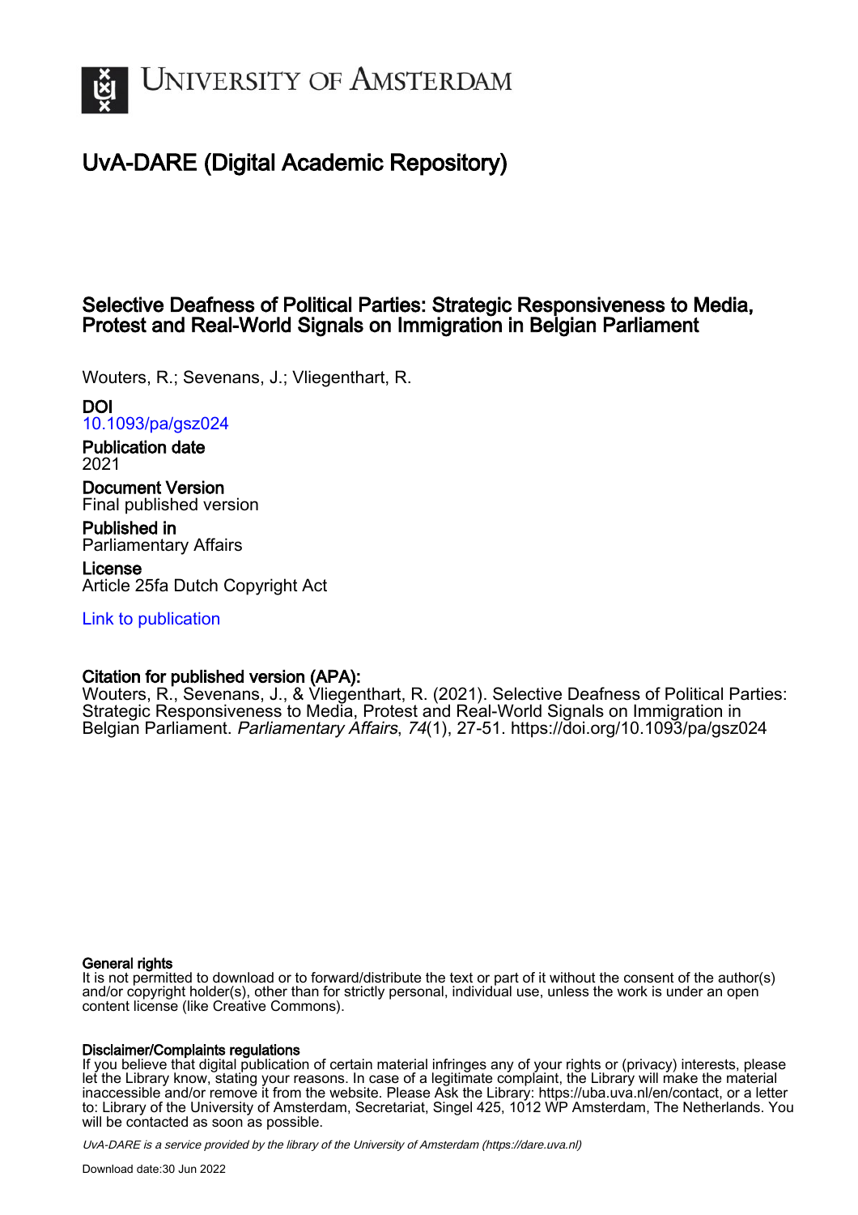# UNIVERSITY OF AMSTERDAM

## UvA-DARE (Digital Academic Repository)

### Selective Deafness of Political Parties: Strategic Responsiveness to Media, Protest and Real-World Signals on Immigration in Belgian Parliament

Wouters, R.; Sevenans, J.; Vliegenthart, R.

**DOI**
10.1093/pa/gsz024

**Publication date**
2021

**Document Version**
Final published version

**Published in**
Parliamentary Affairs

**License**
Article 25fa Dutch Copyright Act

Link to publication

**Citation for published version (APA):**
Wouters, R., Sevenans, J., & Vliegenthart, R. (2021). Selective Deafness of Political Parties: Strategic Responsiveness to Media, Protest and Real-World Signals on Immigration in Belgian Parliament. *Parliamentary Affairs*, *74*(1), 27-51. https://doi.org/10.1093/pa/gsz024

**General rights**
It is not permitted to download or to forward/distribute the text or part of it without the consent of the author(s) and/or copyright holder(s), other than for strictly personal, individual use, unless the work is under an open content license (like Creative Commons).

**Disclaimer/Complaints regulations**
If you believe that digital publication of certain material infringes any of your rights or (privacy) interests, please let the Library know, stating your reasons. In case of a legitimate complaint, the Library will make the material inaccessible and/or remove it from the website. Please Ask the Library: https://uba.uva.nl/en/contact, or a letter to: Library of the University of Amsterdam, Secretariat, Singel 425, 1012 WP Amsterdam, The Netherlands. You will be contacted as soon as possible.

*UvA-DARE is a service provided by the library of the University of Amsterdam (https://dare.uva.nl)*

Download date:30 Jun 2022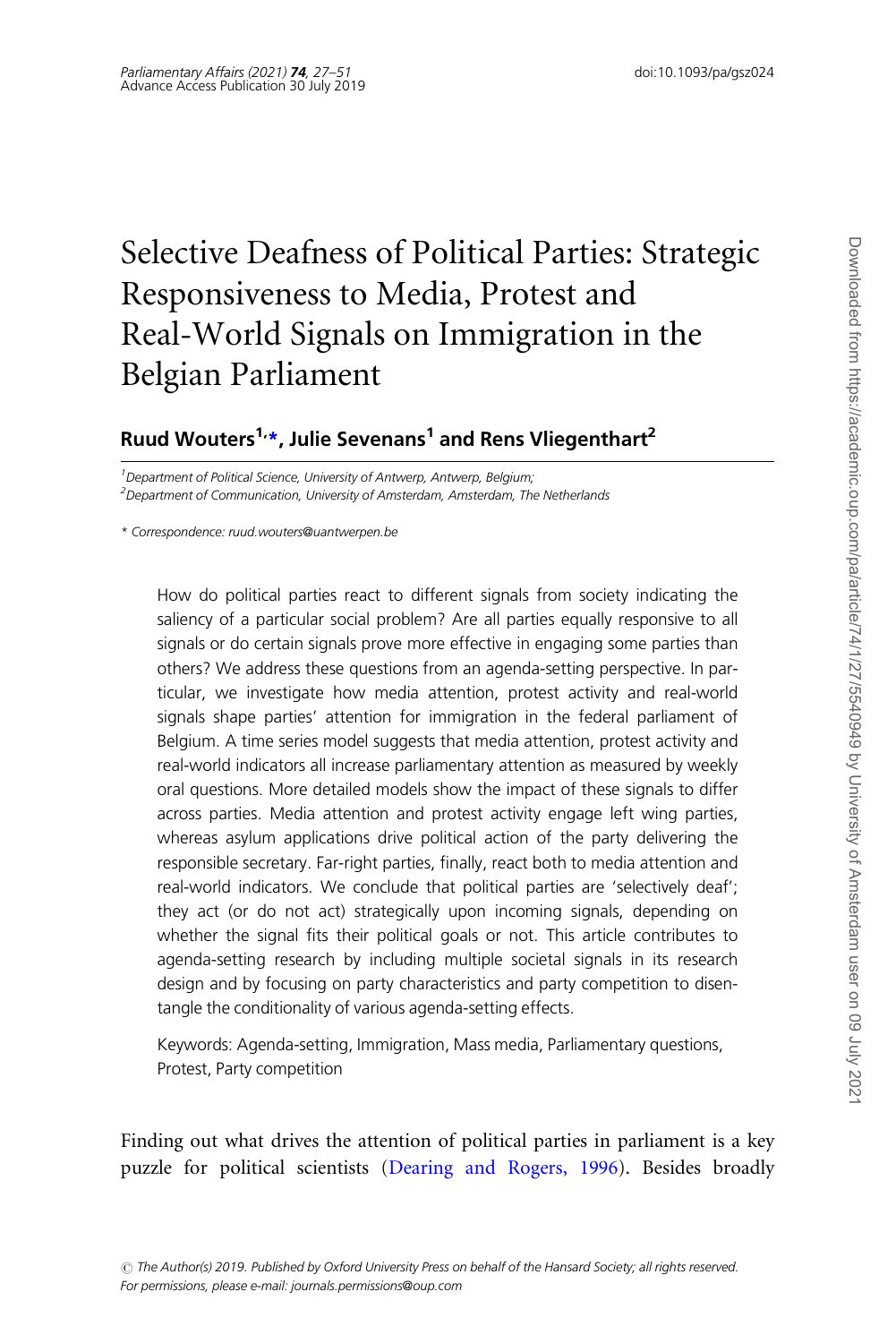# Selective Deafness of Political Parties: Strategic Responsiveness to Media, Protest and Real-World Signals on Immigration in the Belgian Parliament

**Ruud Wouters[1,*], Julie Sevenans[1] and Rens Vliegenthart[2]**

[1]Department of Political Science, University of Antwerp, Antwerp, Belgium;
[2]Department of Communication, University of Amsterdam, Amsterdam, The Netherlands

* Correspondence: ruud.wouters@uantwerpen.be

How do political parties react to different signals from society indicating the saliency of a particular social problem? Are all parties equally responsive to all signals or do certain signals prove more effective in engaging some parties than others? We address these questions from an agenda-setting perspective. In particular, we investigate how media attention, protest activity and real-world signals shape parties' attention for immigration in the federal parliament of Belgium. A time series model suggests that media attention, protest activity and real-world indicators all increase parliamentary attention as measured by weekly oral questions. More detailed models show the impact of these signals to differ across parties. Media attention and protest activity engage left wing parties, whereas asylum applications drive political action of the party delivering the responsible secretary. Far-right parties, finally, react both to media attention and real-world indicators. We conclude that political parties are 'selectively deaf'; they act (or do not act) strategically upon incoming signals, depending on whether the signal fits their political goals or not. This article contributes to agenda-setting research by including multiple societal signals in its research design and by focusing on party characteristics and party competition to disentangle the conditionality of various agenda-setting effects.

Keywords: Agenda-setting, Immigration, Mass media, Parliamentary questions, Protest, Party competition

Finding out what drives the attention of political parties in parliament is a key puzzle for political scientists (Dearing and Rogers, 1996). Besides broadly

© The Author(s) 2019. Published by Oxford University Press on behalf of the Hansard Society; all rights reserved. For permissions, please e-mail: journals.permissions@oup.com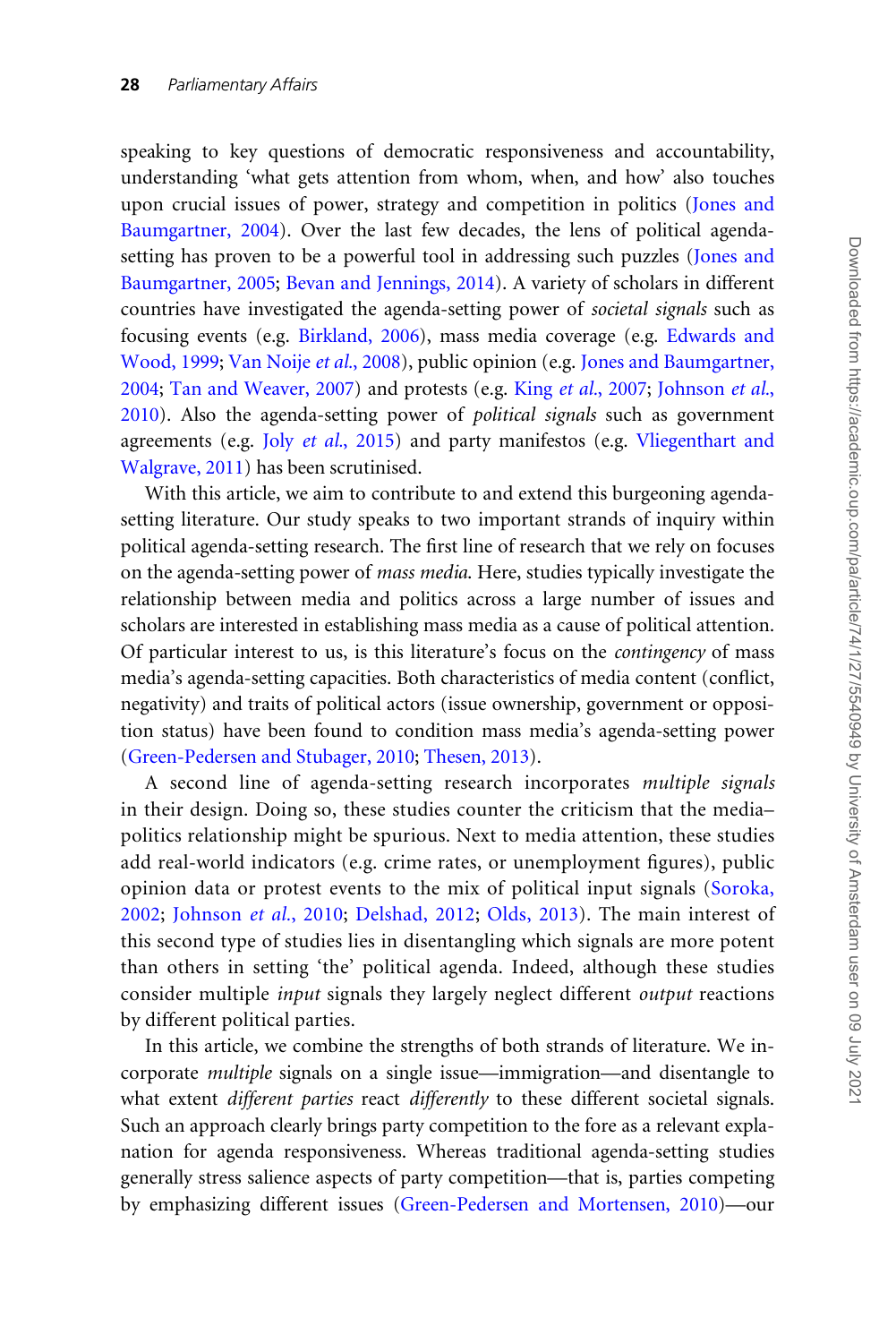speaking to key questions of democratic responsiveness and accountability, understanding 'what gets attention from whom, when, and how' also touches upon crucial issues of power, strategy and competition in politics (Jones and Baumgartner, 2004). Over the last few decades, the lens of political agenda-setting has proven to be a powerful tool in addressing such puzzles (Jones and Baumgartner, 2005; Bevan and Jennings, 2014). A variety of scholars in different countries have investigated the agenda-setting power of *societal signals* such as focusing events (e.g. Birkland, 2006), mass media coverage (e.g. Edwards and Wood, 1999; Van Noije *et al.*, 2008), public opinion (e.g. Jones and Baumgartner, 2004; Tan and Weaver, 2007) and protests (e.g. King *et al.*, 2007; Johnson *et al.*, 2010). Also the agenda-setting power of *political signals* such as government agreements (e.g. Joly *et al.*, 2015) and party manifestos (e.g. Vliegenthart and Walgrave, 2011) has been scrutinised.

With this article, we aim to contribute to and extend this burgeoning agenda-setting literature. Our study speaks to two important strands of inquiry within political agenda-setting research. The first line of research that we rely on focuses on the agenda-setting power of *mass media*. Here, studies typically investigate the relationship between media and politics across a large number of issues and scholars are interested in establishing mass media as a cause of political attention. Of particular interest to us, is this literature's focus on the *contingency* of mass media's agenda-setting capacities. Both characteristics of media content (conflict, negativity) and traits of political actors (issue ownership, government or opposition status) have been found to condition mass media's agenda-setting power (Green-Pedersen and Stubager, 2010; Thesen, 2013).

A second line of agenda-setting research incorporates *multiple signals* in their design. Doing so, these studies counter the criticism that the media–politics relationship might be spurious. Next to media attention, these studies add real-world indicators (e.g. crime rates, or unemployment figures), public opinion data or protest events to the mix of political input signals (Soroka, 2002; Johnson *et al.*, 2010; Delshad, 2012; Olds, 2013). The main interest of this second type of studies lies in disentangling which signals are more potent than others in setting 'the' political agenda. Indeed, although these studies consider multiple *input* signals they largely neglect different *output* reactions by different political parties.

In this article, we combine the strengths of both strands of literature. We incorporate *multiple* signals on a single issue—immigration—and disentangle to what extent *different parties* react *differently* to these different societal signals. Such an approach clearly brings party competition to the fore as a relevant explanation for agenda responsiveness. Whereas traditional agenda-setting studies generally stress salience aspects of party competition—that is, parties competing by emphasizing different issues (Green-Pedersen and Mortensen, 2010)—our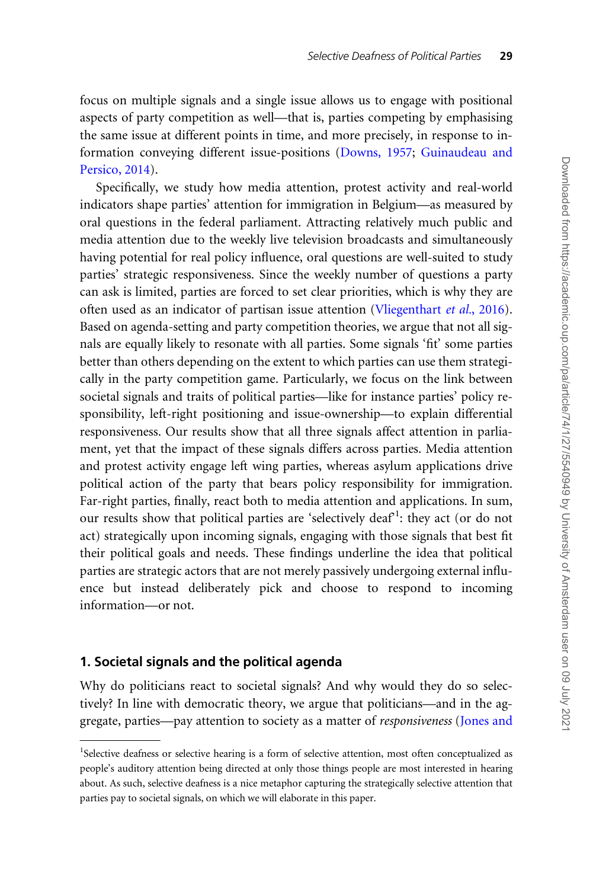focus on multiple signals and a single issue allows us to engage with positional aspects of party competition as well—that is, parties competing by emphasising the same issue at different points in time, and more precisely, in response to information conveying different issue-positions (Downs, 1957; Guinaudeau and Persico, 2014).

Specifically, we study how media attention, protest activity and real-world indicators shape parties' attention for immigration in Belgium—as measured by oral questions in the federal parliament. Attracting relatively much public and media attention due to the weekly live television broadcasts and simultaneously having potential for real policy influence, oral questions are well-suited to study parties' strategic responsiveness. Since the weekly number of questions a party can ask is limited, parties are forced to set clear priorities, which is why they are often used as an indicator of partisan issue attention (Vliegenthart *et al.*, 2016). Based on agenda-setting and party competition theories, we argue that not all signals are equally likely to resonate with all parties. Some signals 'fit' some parties better than others depending on the extent to which parties can use them strategically in the party competition game. Particularly, we focus on the link between societal signals and traits of political parties—like for instance parties' policy responsibility, left-right positioning and issue-ownership—to explain differential responsiveness. Our results show that all three signals affect attention in parliament, yet that the impact of these signals differs across parties. Media attention and protest activity engage left wing parties, whereas asylum applications drive political action of the party that bears policy responsibility for immigration. Far-right parties, finally, react both to media attention and applications. In sum, our results show that political parties are 'selectively deaf'[1]: they act (or do not act) strategically upon incoming signals, engaging with those signals that best fit their political goals and needs. These findings underline the idea that political parties are strategic actors that are not merely passively undergoing external influence but instead deliberately pick and choose to respond to incoming information—or not.

## 1. Societal signals and the political agenda

Why do politicians react to societal signals? And why would they do so selectively? In line with democratic theory, we argue that politicians—and in the aggregate, parties—pay attention to society as a matter of *responsiveness* (Jones and

---

[1]Selective deafness or selective hearing is a form of selective attention, most often conceptualized as people's auditory attention being directed at only those things people are most interested in hearing about. As such, selective deafness is a nice metaphor capturing the strategically selective attention that parties pay to societal signals, on which we will elaborate in this paper.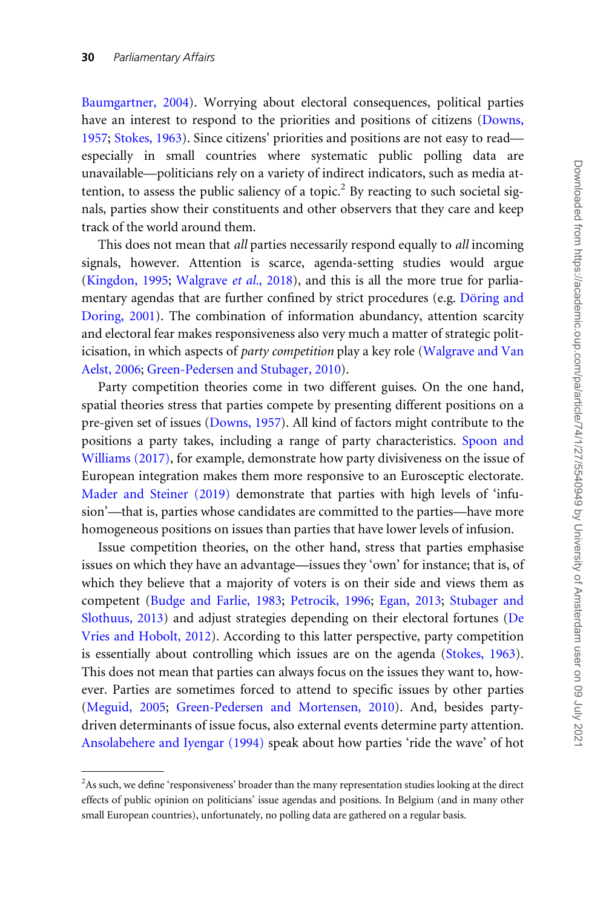Baumgartner, 2004). Worrying about electoral consequences, political parties have an interest to respond to the priorities and positions of citizens (Downs, 1957; Stokes, 1963). Since citizens' priorities and positions are not easy to read—especially in small countries where systematic public polling data are unavailable—politicians rely on a variety of indirect indicators, such as media attention, to assess the public saliency of a topic.[2] By reacting to such societal signals, parties show their constituents and other observers that they care and keep track of the world around them.

This does not mean that *all* parties necessarily respond equally to *all* incoming signals, however. Attention is scarce, agenda-setting studies would argue (Kingdon, 1995; Walgrave *et al.*, 2018), and this is all the more true for parliamentary agendas that are further confined by strict procedures (e.g. Döring and Doring, 2001). The combination of information abundancy, attention scarcity and electoral fear makes responsiveness also very much a matter of strategic politicisation, in which aspects of *party competition* play a key role (Walgrave and Van Aelst, 2006; Green-Pedersen and Stubager, 2010).

Party competition theories come in two different guises. On the one hand, spatial theories stress that parties compete by presenting different positions on a pre-given set of issues (Downs, 1957). All kind of factors might contribute to the positions a party takes, including a range of party characteristics. Spoon and Williams (2017), for example, demonstrate how party divisiveness on the issue of European integration makes them more responsive to an Eurosceptic electorate. Mader and Steiner (2019) demonstrate that parties with high levels of 'infusion'—that is, parties whose candidates are committed to the parties—have more homogeneous positions on issues than parties that have lower levels of infusion.

Issue competition theories, on the other hand, stress that parties emphasise issues on which they have an advantage—issues they 'own' for instance; that is, of which they believe that a majority of voters is on their side and views them as competent (Budge and Farlie, 1983; Petrocik, 1996; Egan, 2013; Stubager and Slothuus, 2013) and adjust strategies depending on their electoral fortunes (De Vries and Hobolt, 2012). According to this latter perspective, party competition is essentially about controlling which issues are on the agenda (Stokes, 1963). This does not mean that parties can always focus on the issues they want to, however. Parties are sometimes forced to attend to specific issues by other parties (Meguid, 2005; Green-Pedersen and Mortensen, 2010). And, besides party-driven determinants of issue focus, also external events determine party attention. Ansolabehere and Iyengar (1994) speak about how parties 'ride the wave' of hot

[2]As such, we define 'responsiveness' broader than the many representation studies looking at the direct effects of public opinion on politicians' issue agendas and positions. In Belgium (and in many other small European countries), unfortunately, no polling data are gathered on a regular basis.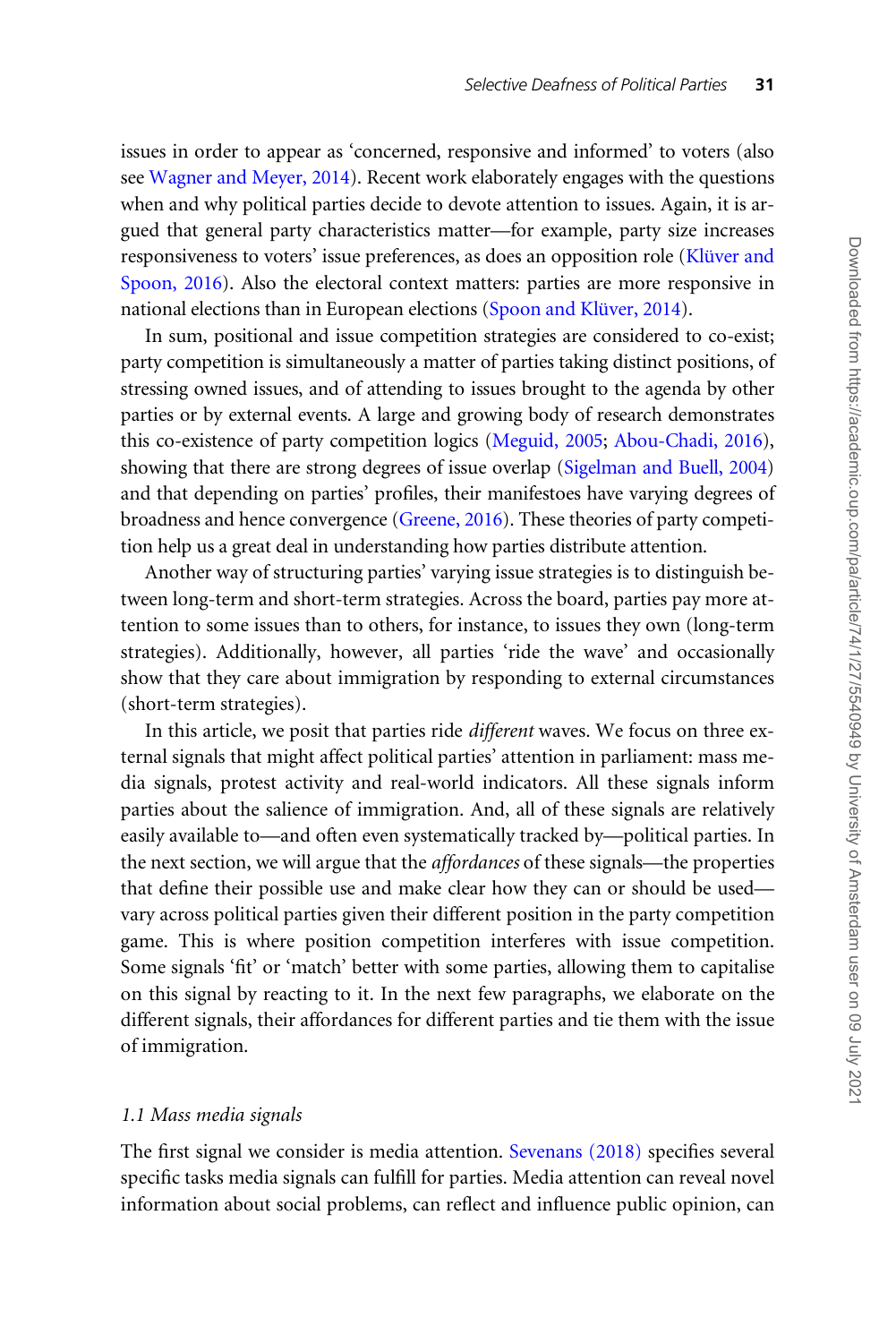issues in order to appear as 'concerned, responsive and informed' to voters (also see Wagner and Meyer, 2014). Recent work elaborately engages with the questions when and why political parties decide to devote attention to issues. Again, it is argued that general party characteristics matter—for example, party size increases responsiveness to voters' issue preferences, as does an opposition role (Klüver and Spoon, 2016). Also the electoral context matters: parties are more responsive in national elections than in European elections (Spoon and Klüver, 2014).

In sum, positional and issue competition strategies are considered to co-exist; party competition is simultaneously a matter of parties taking distinct positions, of stressing owned issues, and of attending to issues brought to the agenda by other parties or by external events. A large and growing body of research demonstrates this co-existence of party competition logics (Meguid, 2005; Abou-Chadi, 2016), showing that there are strong degrees of issue overlap (Sigelman and Buell, 2004) and that depending on parties' profiles, their manifestoes have varying degrees of broadness and hence convergence (Greene, 2016). These theories of party competition help us a great deal in understanding how parties distribute attention.

Another way of structuring parties' varying issue strategies is to distinguish between long-term and short-term strategies. Across the board, parties pay more attention to some issues than to others, for instance, to issues they own (long-term strategies). Additionally, however, all parties 'ride the wave' and occasionally show that they care about immigration by responding to external circumstances (short-term strategies).

In this article, we posit that parties ride *different* waves. We focus on three external signals that might affect political parties' attention in parliament: mass media signals, protest activity and real-world indicators. All these signals inform parties about the salience of immigration. And, all of these signals are relatively easily available to—and often even systematically tracked by—political parties. In the next section, we will argue that the *affordances* of these signals—the properties that define their possible use and make clear how they can or should be used—vary across political parties given their different position in the party competition game. This is where position competition interferes with issue competition. Some signals 'fit' or 'match' better with some parties, allowing them to capitalise on this signal by reacting to it. In the next few paragraphs, we elaborate on the different signals, their affordances for different parties and tie them with the issue of immigration.

### *1.1 Mass media signals*

The first signal we consider is media attention. Sevenans (2018) specifies several specific tasks media signals can fulfill for parties. Media attention can reveal novel information about social problems, can reflect and influence public opinion, can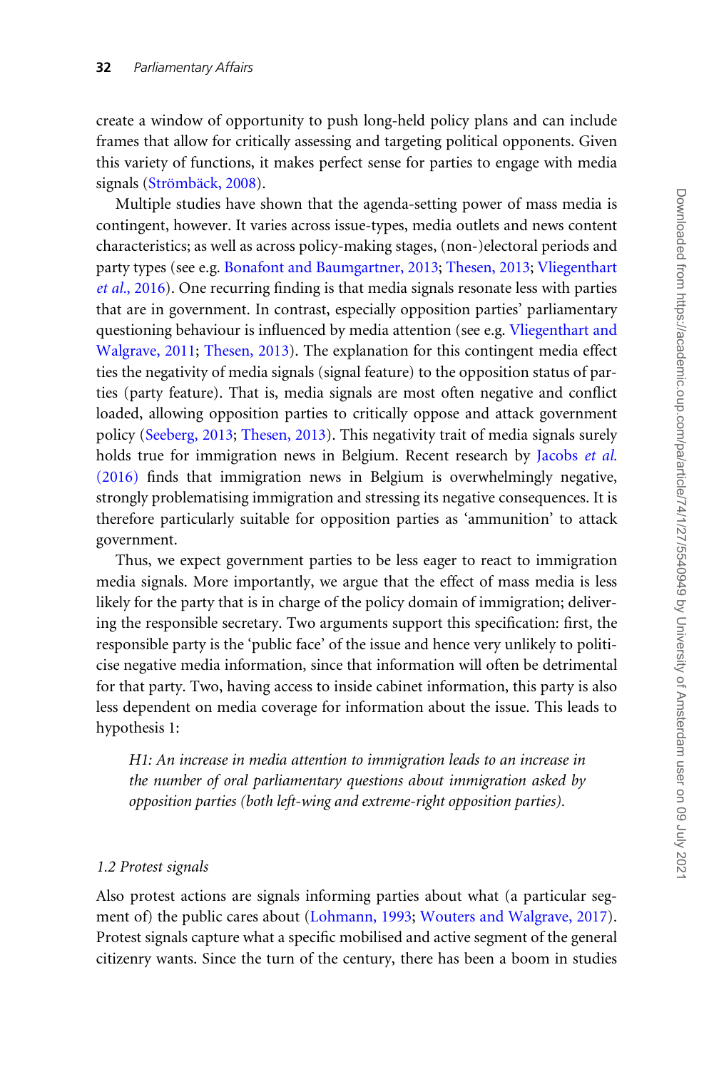create a window of opportunity to push long-held policy plans and can include frames that allow for critically assessing and targeting political opponents. Given this variety of functions, it makes perfect sense for parties to engage with media signals (Strömbäck, 2008).

Multiple studies have shown that the agenda-setting power of mass media is contingent, however. It varies across issue-types, media outlets and news content characteristics; as well as across policy-making stages, (non-)electoral periods and party types (see e.g. Bonafont and Baumgartner, 2013; Thesen, 2013; Vliegenthart *et al.*, 2016). One recurring finding is that media signals resonate less with parties that are in government. In contrast, especially opposition parties' parliamentary questioning behaviour is influenced by media attention (see e.g. Vliegenthart and Walgrave, 2011; Thesen, 2013). The explanation for this contingent media effect ties the negativity of media signals (signal feature) to the opposition status of parties (party feature). That is, media signals are most often negative and conflict loaded, allowing opposition parties to critically oppose and attack government policy (Seeberg, 2013; Thesen, 2013). This negativity trait of media signals surely holds true for immigration news in Belgium. Recent research by Jacobs *et al.* (2016) finds that immigration news in Belgium is overwhelmingly negative, strongly problematising immigration and stressing its negative consequences. It is therefore particularly suitable for opposition parties as 'ammunition' to attack government.

Thus, we expect government parties to be less eager to react to immigration media signals. More importantly, we argue that the effect of mass media is less likely for the party that is in charge of the policy domain of immigration; delivering the responsible secretary. Two arguments support this specification: first, the responsible party is the 'public face' of the issue and hence very unlikely to politicise negative media information, since that information will often be detrimental for that party. Two, having access to inside cabinet information, this party is also less dependent on media coverage for information about the issue. This leads to hypothesis 1:

> *H1: An increase in media attention to immigration leads to an increase in the number of oral parliamentary questions about immigration asked by opposition parties (both left-wing and extreme-right opposition parties).*

### *1.2 Protest signals*

Also protest actions are signals informing parties about what (a particular segment of) the public cares about (Lohmann, 1993; Wouters and Walgrave, 2017). Protest signals capture what a specific mobilised and active segment of the general citizenry wants. Since the turn of the century, there has been a boom in studies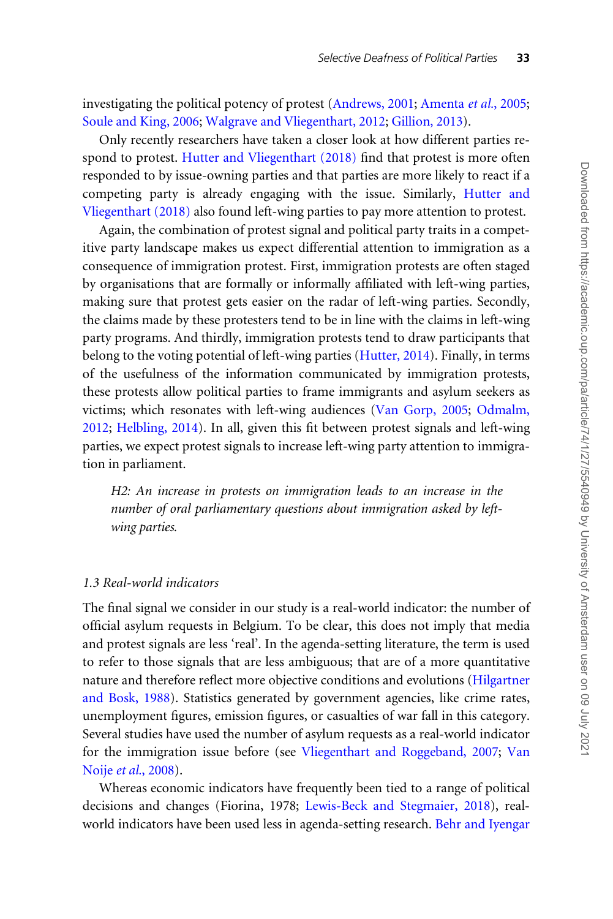investigating the political potency of protest (Andrews, 2001; Amenta *et al.*, 2005; Soule and King, 2006; Walgrave and Vliegenthart, 2012; Gillion, 2013).

Only recently researchers have taken a closer look at how different parties respond to protest. Hutter and Vliegenthart (2018) find that protest is more often responded to by issue-owning parties and that parties are more likely to react if a competing party is already engaging with the issue. Similarly, Hutter and Vliegenthart (2018) also found left-wing parties to pay more attention to protest.

Again, the combination of protest signal and political party traits in a competitive party landscape makes us expect differential attention to immigration as a consequence of immigration protest. First, immigration protests are often staged by organisations that are formally or informally affiliated with left-wing parties, making sure that protest gets easier on the radar of left-wing parties. Secondly, the claims made by these protesters tend to be in line with the claims in left-wing party programs. And thirdly, immigration protests tend to draw participants that belong to the voting potential of left-wing parties (Hutter, 2014). Finally, in terms of the usefulness of the information communicated by immigration protests, these protests allow political parties to frame immigrants and asylum seekers as victims; which resonates with left-wing audiences (Van Gorp, 2005; Odmalm, 2012; Helbling, 2014). In all, given this fit between protest signals and left-wing parties, we expect protest signals to increase left-wing party attention to immigration in parliament.

> *H2: An increase in protests on immigration leads to an increase in the number of oral parliamentary questions about immigration asked by left-wing parties.*

### *1.3 Real-world indicators*

The final signal we consider in our study is a real-world indicator: the number of official asylum requests in Belgium. To be clear, this does not imply that media and protest signals are less 'real'. In the agenda-setting literature, the term is used to refer to those signals that are less ambiguous; that are of a more quantitative nature and therefore reflect more objective conditions and evolutions (Hilgartner and Bosk, 1988). Statistics generated by government agencies, like crime rates, unemployment figures, emission figures, or casualties of war fall in this category. Several studies have used the number of asylum requests as a real-world indicator for the immigration issue before (see Vliegenthart and Roggeband, 2007; Van Noije *et al.*, 2008).

Whereas economic indicators have frequently been tied to a range of political decisions and changes (Fiorina, 1978; Lewis-Beck and Stegmaier, 2018), real-world indicators have been used less in agenda-setting research. Behr and Iyengar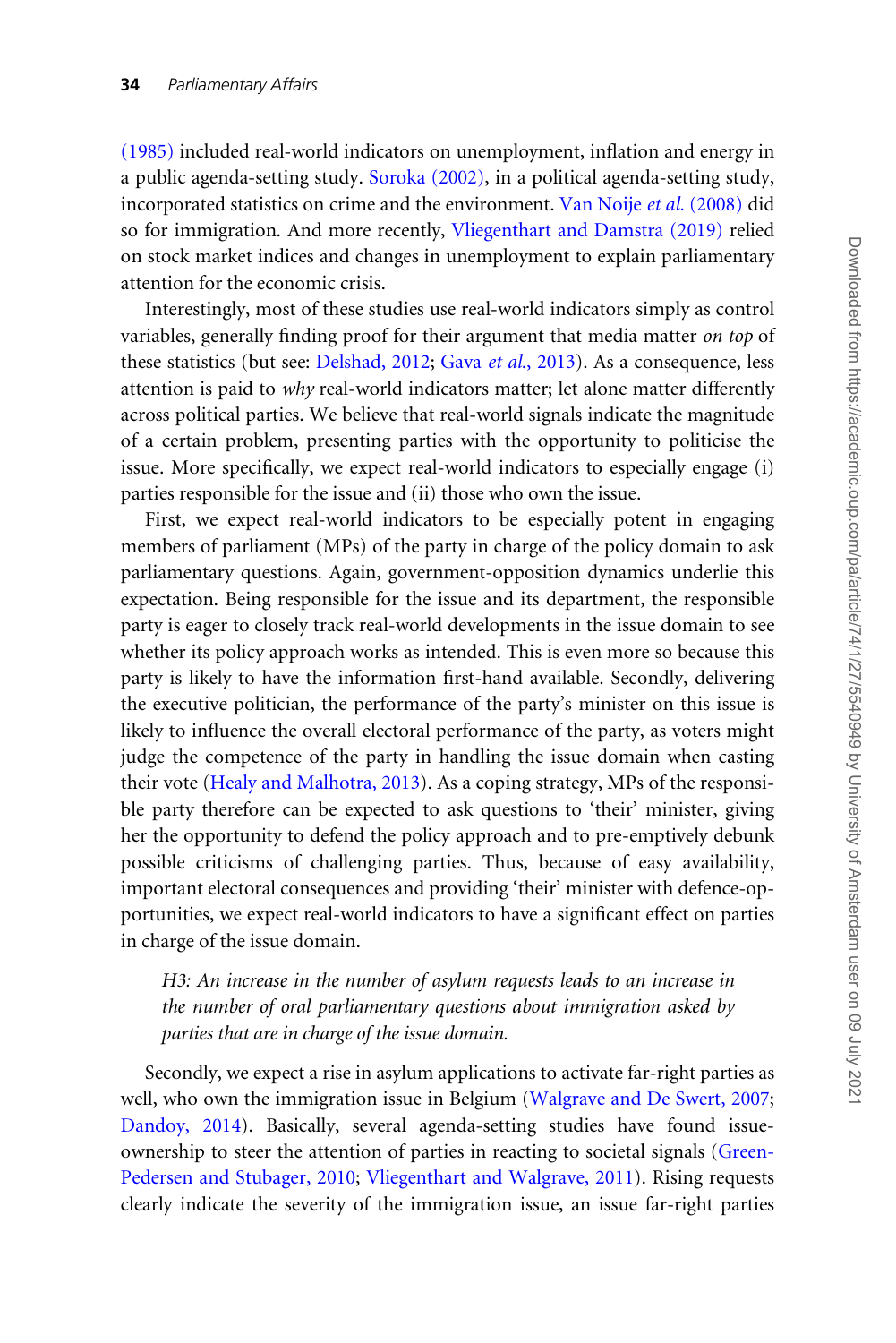(1985) included real-world indicators on unemployment, inflation and energy in a public agenda-setting study. Soroka (2002), in a political agenda-setting study, incorporated statistics on crime and the environment. Van Noije *et al.* (2008) did so for immigration. And more recently, Vliegenthart and Damstra (2019) relied on stock market indices and changes in unemployment to explain parliamentary attention for the economic crisis.

Interestingly, most of these studies use real-world indicators simply as control variables, generally finding proof for their argument that media matter *on top* of these statistics (but see: Delshad, 2012; Gava *et al.*, 2013). As a consequence, less attention is paid to *why* real-world indicators matter; let alone matter differently across political parties. We believe that real-world signals indicate the magnitude of a certain problem, presenting parties with the opportunity to politicise the issue. More specifically, we expect real-world indicators to especially engage (i) parties responsible for the issue and (ii) those who own the issue.

First, we expect real-world indicators to be especially potent in engaging members of parliament (MPs) of the party in charge of the policy domain to ask parliamentary questions. Again, government-opposition dynamics underlie this expectation. Being responsible for the issue and its department, the responsible party is eager to closely track real-world developments in the issue domain to see whether its policy approach works as intended. This is even more so because this party is likely to have the information first-hand available. Secondly, delivering the executive politician, the performance of the party's minister on this issue is likely to influence the overall electoral performance of the party, as voters might judge the competence of the party in handling the issue domain when casting their vote (Healy and Malhotra, 2013). As a coping strategy, MPs of the responsible party therefore can be expected to ask questions to 'their' minister, giving her the opportunity to defend the policy approach and to pre-emptively debunk possible criticisms of challenging parties. Thus, because of easy availability, important electoral consequences and providing 'their' minister with defence-opportunities, we expect real-world indicators to have a significant effect on parties in charge of the issue domain.

> *H3: An increase in the number of asylum requests leads to an increase in the number of oral parliamentary questions about immigration asked by parties that are in charge of the issue domain.*

Secondly, we expect a rise in asylum applications to activate far-right parties as well, who own the immigration issue in Belgium (Walgrave and De Swert, 2007; Dandoy, 2014). Basically, several agenda-setting studies have found issue-ownership to steer the attention of parties in reacting to societal signals (Green-Pedersen and Stubager, 2010; Vliegenthart and Walgrave, 2011). Rising requests clearly indicate the severity of the immigration issue, an issue far-right parties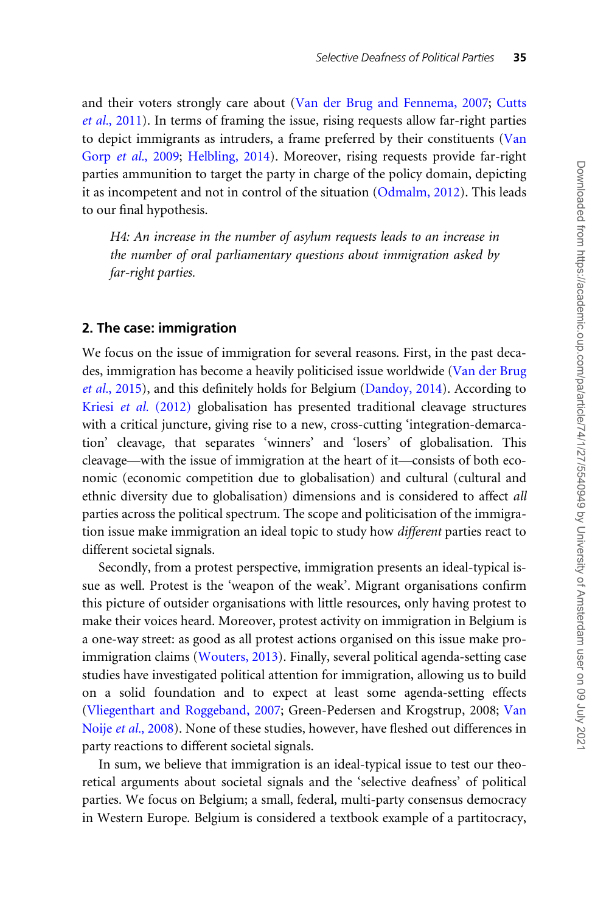and their voters strongly care about (Van der Brug and Fennema, 2007; Cutts *et al.*, 2011). In terms of framing the issue, rising requests allow far-right parties to depict immigrants as intruders, a frame preferred by their constituents (Van Gorp *et al.*, 2009; Helbling, 2014). Moreover, rising requests provide far-right parties ammunition to target the party in charge of the policy domain, depicting it as incompetent and not in control of the situation (Odmalm, 2012). This leads to our final hypothesis.

> *H4: An increase in the number of asylum requests leads to an increase in the number of oral parliamentary questions about immigration asked by far-right parties.*

## 2. The case: immigration

We focus on the issue of immigration for several reasons. First, in the past decades, immigration has become a heavily politicised issue worldwide (Van der Brug *et al.*, 2015), and this definitely holds for Belgium (Dandoy, 2014). According to Kriesi *et al.* (2012) globalisation has presented traditional cleavage structures with a critical juncture, giving rise to a new, cross-cutting 'integration-demarcation' cleavage, that separates 'winners' and 'losers' of globalisation. This cleavage—with the issue of immigration at the heart of it—consists of both economic (economic competition due to globalisation) and cultural (cultural and ethnic diversity due to globalisation) dimensions and is considered to affect *all* parties across the political spectrum. The scope and politicisation of the immigration issue make immigration an ideal topic to study how *different* parties react to different societal signals.

Secondly, from a protest perspective, immigration presents an ideal-typical issue as well. Protest is the 'weapon of the weak'. Migrant organisations confirm this picture of outsider organisations with little resources, only having protest to make their voices heard. Moreover, protest activity on immigration in Belgium is a one-way street: as good as all protest actions organised on this issue make pro-immigration claims (Wouters, 2013). Finally, several political agenda-setting case studies have investigated political attention for immigration, allowing us to build on a solid foundation and to expect at least some agenda-setting effects (Vliegenthart and Roggeband, 2007; Green-Pedersen and Krogstrup, 2008; Van Noije *et al.*, 2008). None of these studies, however, have fleshed out differences in party reactions to different societal signals.

In sum, we believe that immigration is an ideal-typical issue to test our theoretical arguments about societal signals and the 'selective deafness' of political parties. We focus on Belgium; a small, federal, multi-party consensus democracy in Western Europe. Belgium is considered a textbook example of a partitocracy,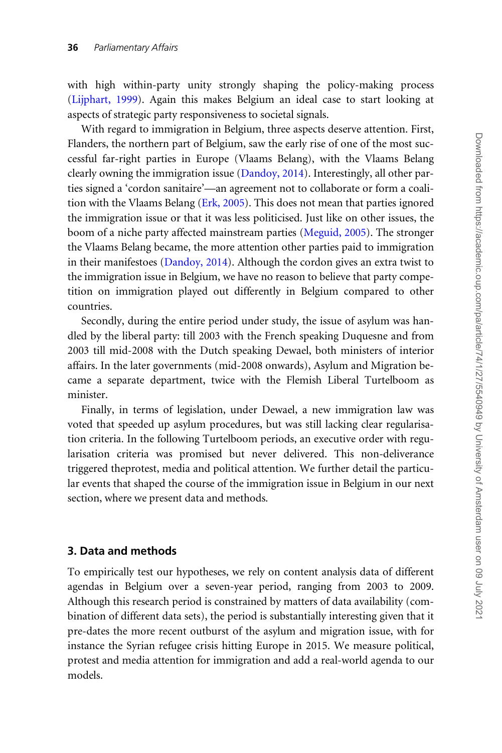with high within-party unity strongly shaping the policy-making process (Lijphart, 1999). Again this makes Belgium an ideal case to start looking at aspects of strategic party responsiveness to societal signals.

With regard to immigration in Belgium, three aspects deserve attention. First, Flanders, the northern part of Belgium, saw the early rise of one of the most successful far-right parties in Europe (Vlaams Belang), with the Vlaams Belang clearly owning the immigration issue (Dandoy, 2014). Interestingly, all other parties signed a 'cordon sanitaire'—an agreement not to collaborate or form a coalition with the Vlaams Belang (Erk, 2005). This does not mean that parties ignored the immigration issue or that it was less politicised. Just like on other issues, the boom of a niche party affected mainstream parties (Meguid, 2005). The stronger the Vlaams Belang became, the more attention other parties paid to immigration in their manifestoes (Dandoy, 2014). Although the cordon gives an extra twist to the immigration issue in Belgium, we have no reason to believe that party competition on immigration played out differently in Belgium compared to other countries.

Secondly, during the entire period under study, the issue of asylum was handled by the liberal party: till 2003 with the French speaking Duquesne and from 2003 till mid-2008 with the Dutch speaking Dewael, both ministers of interior affairs. In the later governments (mid-2008 onwards), Asylum and Migration became a separate department, twice with the Flemish Liberal Turtelboom as minister.

Finally, in terms of legislation, under Dewael, a new immigration law was voted that speeded up asylum procedures, but was still lacking clear regularisation criteria. In the following Turtelboom periods, an executive order with regularisation criteria was promised but never delivered. This non-deliverance triggered theprotest, media and political attention. We further detail the particular events that shaped the course of the immigration issue in Belgium in our next section, where we present data and methods.

## 3. Data and methods

To empirically test our hypotheses, we rely on content analysis data of different agendas in Belgium over a seven-year period, ranging from 2003 to 2009. Although this research period is constrained by matters of data availability (combination of different data sets), the period is substantially interesting given that it pre-dates the more recent outburst of the asylum and migration issue, with for instance the Syrian refugee crisis hitting Europe in 2015. We measure political, protest and media attention for immigration and add a real-world agenda to our models.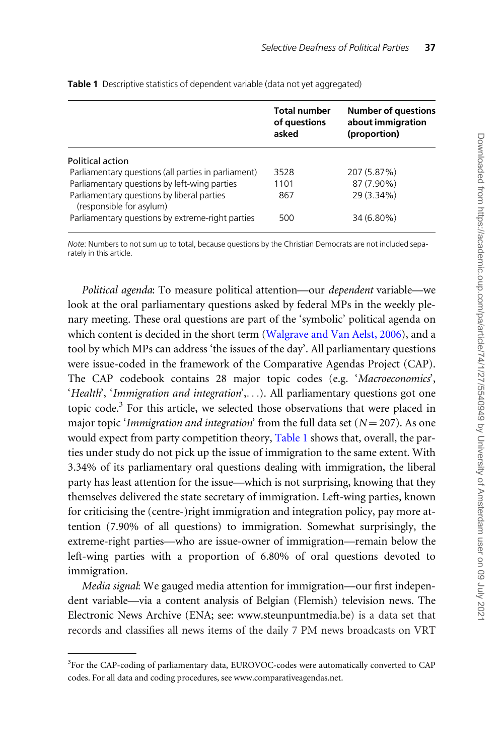**Table 1** Descriptive statistics of dependent variable (data not yet aggregated)

| | Total number of questions asked | Number of questions about immigration (proportion) |
|---|---|---|
| Political action | | |
| Parliamentary questions (all parties in parliament) | 3528 | 207 (5.87%) |
| Parliamentary questions by left-wing parties | 1101 | 87 (7.90%) |
| Parliamentary questions by liberal parties (responsible for asylum) | 867 | 29 (3.34%) |
| Parliamentary questions by extreme-right parties | 500 | 34 (6.80%) |

*Note*: Numbers to not sum up to total, because questions by the Christian Democrats are not included separately in this article.

*Political agenda*: To measure political attention—our *dependent* variable—we look at the oral parliamentary questions asked by federal MPs in the weekly plenary meeting. These oral questions are part of the 'symbolic' political agenda on which content is decided in the short term (Walgrave and Van Aelst, 2006), and a tool by which MPs can address 'the issues of the day'. All parliamentary questions were issue-coded in the framework of the Comparative Agendas Project (CAP). The CAP codebook contains 28 major topic codes (e.g. '*Macroeconomics*', '*Health*', '*Immigration and integration*',...). All parliamentary questions got one topic code.[3] For this article, we selected those observations that were placed in major topic '*Immigration and integration*' from the full data set ($N = 207$). As one would expect from party competition theory, Table 1 shows that, overall, the parties under study do not pick up the issue of immigration to the same extent. With 3.34% of its parliamentary oral questions dealing with immigration, the liberal party has least attention for the issue—which is not surprising, knowing that they themselves delivered the state secretary of immigration. Left-wing parties, known for criticising the (centre-)right immigration and integration policy, pay more attention (7.90% of all questions) to immigration. Somewhat surprisingly, the extreme-right parties—who are issue-owner of immigration—remain below the left-wing parties with a proportion of 6.80% of oral questions devoted to immigration.

*Media signal*: We gauged media attention for immigration—our first independent variable—via a content analysis of Belgian (Flemish) television news. The Electronic News Archive (ENA; see: www.steunpuntmedia.be) is a data set that records and classifies all news items of the daily 7 PM news broadcasts on VRT

[3]For the CAP-coding of parliamentary data, EUROVOC-codes were automatically converted to CAP codes. For all data and coding procedures, see www.comparativeagendas.net.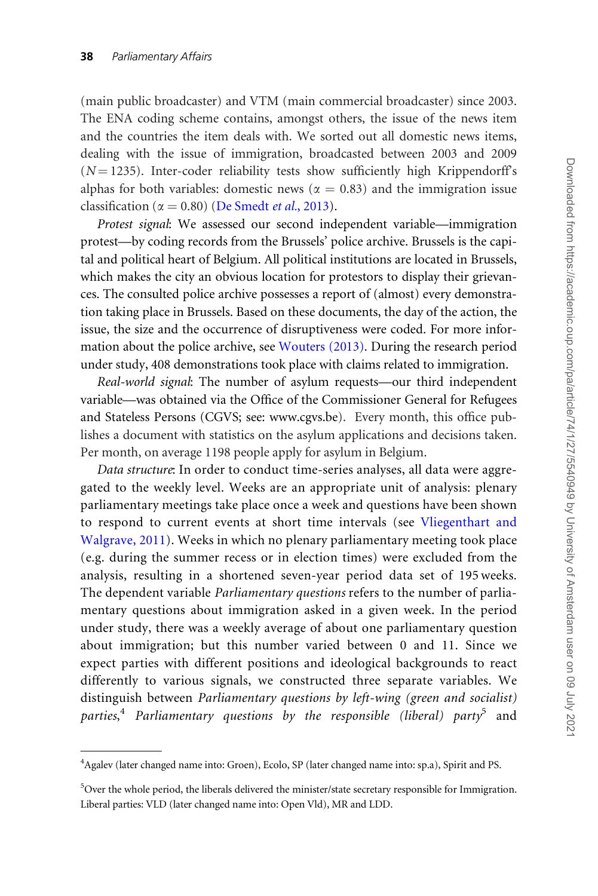(main public broadcaster) and VTM (main commercial broadcaster) since 2003. The ENA coding scheme contains, amongst others, the issue of the news item and the countries the item deals with. We sorted out all domestic news items, dealing with the issue of immigration, broadcasted between 2003 and 2009 ($N = 1235$). Inter-coder reliability tests show sufficiently high Krippendorff's alphas for both variables: domestic news ($\alpha = 0.83$) and the immigration issue classification ($\alpha = 0.80$) (De Smedt *et al.*, 2013).

*Protest signal*: We assessed our second independent variable—immigration protest—by coding records from the Brussels' police archive. Brussels is the capital and political heart of Belgium. All political institutions are located in Brussels, which makes the city an obvious location for protestors to display their grievances. The consulted police archive possesses a report of (almost) every demonstration taking place in Brussels. Based on these documents, the day of the action, the issue, the size and the occurrence of disruptiveness were coded. For more information about the police archive, see Wouters (2013). During the research period under study, 408 demonstrations took place with claims related to immigration.

*Real-world signal*: The number of asylum requests—our third independent variable—was obtained via the Office of the Commissioner General for Refugees and Stateless Persons (CGVS; see: www.cgvs.be). Every month, this office publishes a document with statistics on the asylum applications and decisions taken. Per month, on average 1198 people apply for asylum in Belgium.

*Data structure*: In order to conduct time-series analyses, all data were aggregated to the weekly level. Weeks are an appropriate unit of analysis: plenary parliamentary meetings take place once a week and questions have been shown to respond to current events at short time intervals (see Vliegenthart and Walgrave, 2011). Weeks in which no plenary parliamentary meeting took place (e.g. during the summer recess or in election times) were excluded from the analysis, resulting in a shortened seven-year period data set of 195 weeks. The dependent variable *Parliamentary questions* refers to the number of parliamentary questions about immigration asked in a given week. In the period under study, there was a weekly average of about one parliamentary question about immigration; but this number varied between 0 and 11. Since we expect parties with different positions and ideological backgrounds to react differently to various signals, we constructed three separate variables. We distinguish between *Parliamentary questions by left-wing (green and socialist) parties*,[4] *Parliamentary questions by the responsible (liberal) party*[5] and

---

[4]Agalev (later changed name into: Groen), Ecolo, SP (later changed name into: sp.a), Spirit and PS.

[5]Over the whole period, the liberals delivered the minister/state secretary responsible for Immigration. Liberal parties: VLD (later changed name into: Open Vld), MR and LDD.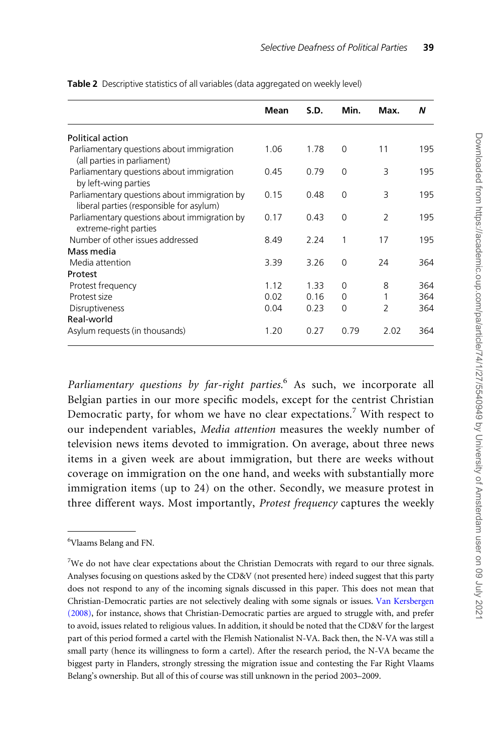**Table 2** Descriptive statistics of all variables (data aggregated on weekly level)

| | Mean | S.D. | Min. | Max. | *N* |
|---|---|---|---|---|---|
| Political action | | | | | |
| Parliamentary questions about immigration (all parties in parliament) | 1.06 | 1.78 | 0 | 11 | 195 |
| Parliamentary questions about immigration by left-wing parties | 0.45 | 0.79 | 0 | 3 | 195 |
| Parliamentary questions about immigration by liberal parties (responsible for asylum) | 0.15 | 0.48 | 0 | 3 | 195 |
| Parliamentary questions about immigration by extreme-right parties | 0.17 | 0.43 | 0 | 2 | 195 |
| Number of other issues addressed | 8.49 | 2.24 | 1 | 17 | 195 |
| Mass media | | | | | |
| Media attention | 3.39 | 3.26 | 0 | 24 | 364 |
| Protest | | | | | |
| Protest frequency | 1.12 | 1.33 | 0 | 8 | 364 |
| Protest size | 0.02 | 0.16 | 0 | 1 | 364 |
| Disruptiveness | 0.04 | 0.23 | 0 | 2 | 364 |
| Real-world | | | | | |
| Asylum requests (in thousands) | 1.20 | 0.27 | 0.79 | 2.02 | 364 |

*Parliamentary questions by far-right parties*.[6] As such, we incorporate all Belgian parties in our more specific models, except for the centrist Christian Democratic party, for whom we have no clear expectations.[7] With respect to our independent variables, *Media attention* measures the weekly number of television news items devoted to immigration. On average, about three news items in a given week are about immigration, but there are weeks without coverage on immigration on the one hand, and weeks with substantially more immigration items (up to 24) on the other. Secondly, we measure protest in three different ways. Most importantly, *Protest frequency* captures the weekly

[6]Vlaams Belang and FN.

[7]We do not have clear expectations about the Christian Democrats with regard to our three signals. Analyses focusing on questions asked by the CD&V (not presented here) indeed suggest that this party does not respond to any of the incoming signals discussed in this paper. This does not mean that Christian-Democratic parties are not selectively dealing with some signals or issues. Van Kersbergen (2008), for instance, shows that Christian-Democratic parties are argued to struggle with, and prefer to avoid, issues related to religious values. In addition, it should be noted that the CD&V for the largest part of this period formed a cartel with the Flemish Nationalist N-VA. Back then, the N-VA was still a small party (hence its willingness to form a cartel). After the research period, the N-VA became the biggest party in Flanders, strongly stressing the migration issue and contesting the Far Right Vlaams Belang's ownership. But all of this of course was still unknown in the period 2003–2009.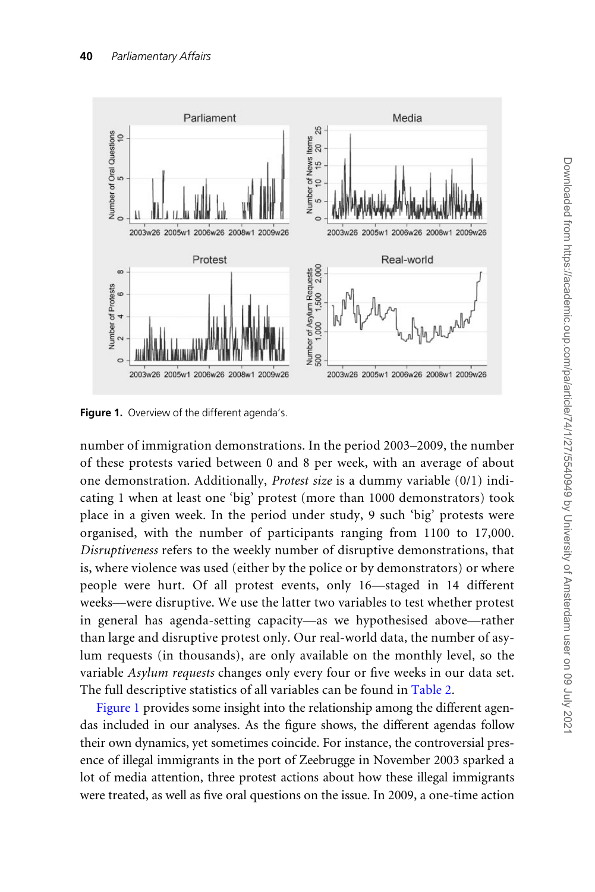Figure 1. Overview of the different agenda's.

number of immigration demonstrations. In the period 2003–2009, the number of these protests varied between 0 and 8 per week, with an average of about one demonstration. Additionally, *Protest size* is a dummy variable (0/1) indicating 1 when at least one 'big' protest (more than 1000 demonstrators) took place in a given week. In the period under study, 9 such 'big' protests were organised, with the number of participants ranging from 1100 to 17,000. *Disruptiveness* refers to the weekly number of disruptive demonstrations, that is, where violence was used (either by the police or by demonstrators) or where people were hurt. Of all protest events, only 16—staged in 14 different weeks—were disruptive. We use the latter two variables to test whether protest in general has agenda-setting capacity—as we hypothesised above—rather than large and disruptive protest only. Our real-world data, the number of asylum requests (in thousands), are only available on the monthly level, so the variable *Asylum requests* changes only every four or five weeks in our data set. The full descriptive statistics of all variables can be found in Table 2.

Figure 1 provides some insight into the relationship among the different agendas included in our analyses. As the figure shows, the different agendas follow their own dynamics, yet sometimes coincide. For instance, the controversial presence of illegal immigrants in the port of Zeebrugge in November 2003 sparked a lot of media attention, three protest actions about how these illegal immigrants were treated, as well as five oral questions on the issue. In 2009, a one-time action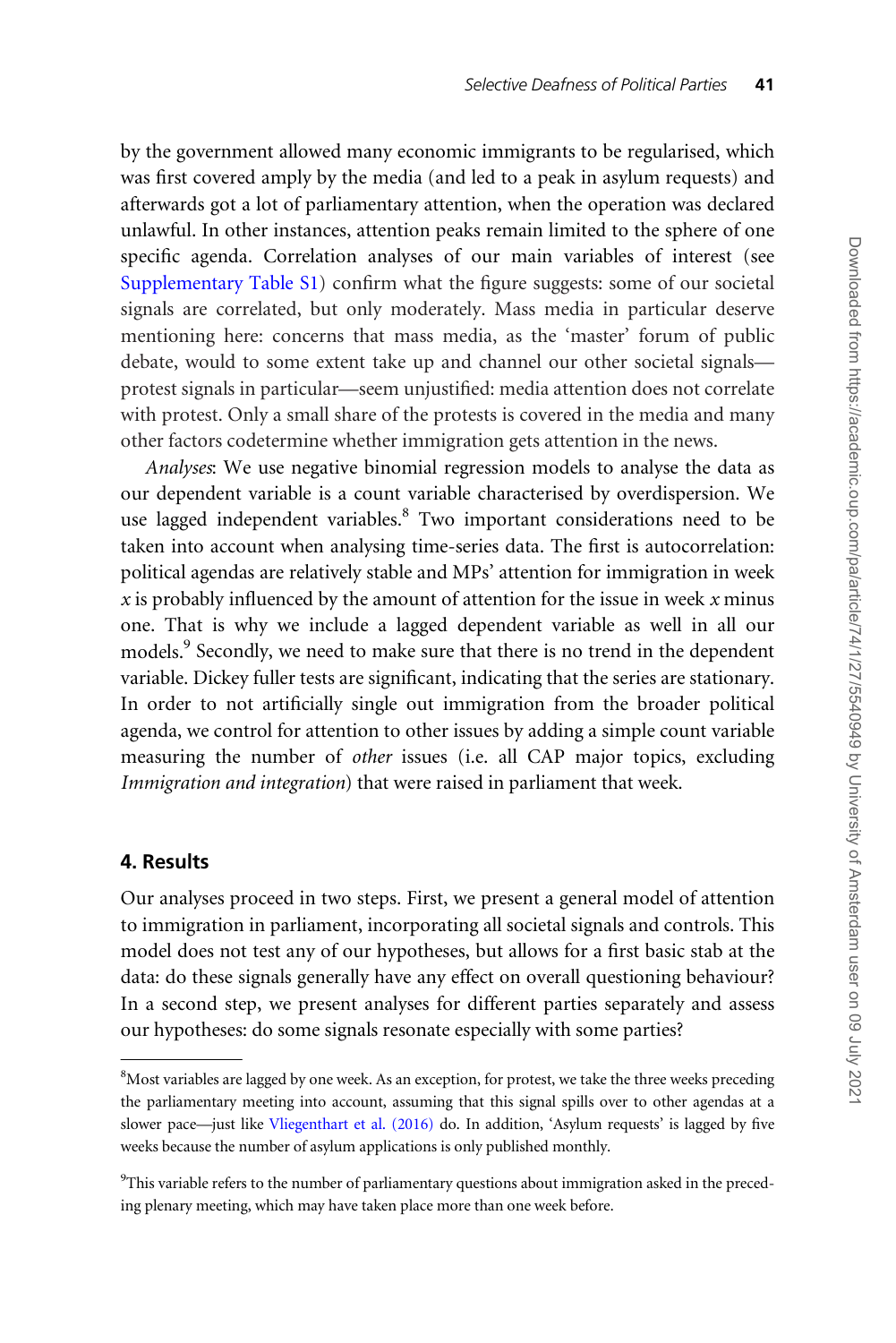by the government allowed many economic immigrants to be regularised, which was first covered amply by the media (and led to a peak in asylum requests) and afterwards got a lot of parliamentary attention, when the operation was declared unlawful. In other instances, attention peaks remain limited to the sphere of one specific agenda. Correlation analyses of our main variables of interest (see Supplementary Table S1) confirm what the figure suggests: some of our societal signals are correlated, but only moderately. Mass media in particular deserve mentioning here: concerns that mass media, as the 'master' forum of public debate, would to some extent take up and channel our other societal signals—protest signals in particular—seem unjustified: media attention does not correlate with protest. Only a small share of the protests is covered in the media and many other factors codetermine whether immigration gets attention in the news.

*Analyses*: We use negative binomial regression models to analyse the data as our dependent variable is a count variable characterised by overdispersion. We use lagged independent variables.[8] Two important considerations need to be taken into account when analysing time-series data. The first is autocorrelation: political agendas are relatively stable and MPs' attention for immigration in week $x$ is probably influenced by the amount of attention for the issue in week $x$ minus one. That is why we include a lagged dependent variable as well in all our models.[9] Secondly, we need to make sure that there is no trend in the dependent variable. Dickey fuller tests are significant, indicating that the series are stationary. In order to not artificially single out immigration from the broader political agenda, we control for attention to other issues by adding a simple count variable measuring the number of *other* issues (i.e. all CAP major topics, excluding *Immigration and integration*) that were raised in parliament that week.

## 4. Results

Our analyses proceed in two steps. First, we present a general model of attention to immigration in parliament, incorporating all societal signals and controls. This model does not test any of our hypotheses, but allows for a first basic stab at the data: do these signals generally have any effect on overall questioning behaviour? In a second step, we present analyses for different parties separately and assess our hypotheses: do some signals resonate especially with some parties?

[8]Most variables are lagged by one week. As an exception, for protest, we take the three weeks preceding the parliamentary meeting into account, assuming that this signal spills over to other agendas at a slower pace—just like Vliegenthart et al. (2016) do. In addition, 'Asylum requests' is lagged by five weeks because the number of asylum applications is only published monthly.

[9]This variable refers to the number of parliamentary questions about immigration asked in the preceding plenary meeting, which may have taken place more than one week before.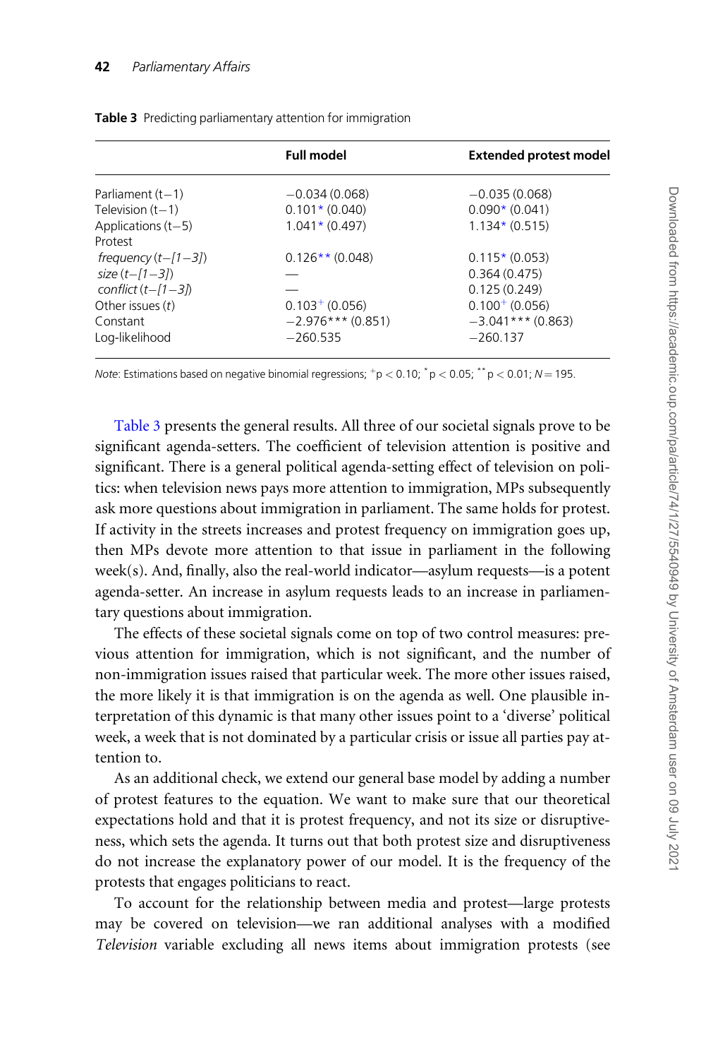**Table 3** Predicting parliamentary attention for immigration

| | Full model | Extended protest model |
|---|---|---|
| Parliament (t−1) | −0.034 (0.068) | −0.035 (0.068) |
| Television (t−1) | 0.101* (0.040) | 0.090* (0.041) |
| Applications (t−5) | 1.041* (0.497) | 1.134* (0.515) |
| Protest | | |
| *frequency (t−[1−3])* | 0.126** (0.048) | 0.115* (0.053) |
| *size (t−[1−3])* | — | 0.364 (0.475) |
| *conflict (t−[1−3])* | — | 0.125 (0.249) |
| Other issues (*t*) | 0.103+ (0.056) | 0.100+ (0.056) |
| Constant | −2.976*** (0.851) | −3.041*** (0.863) |
| Log-likelihood | −260.535 | −260.137 |

*Note*: Estimations based on negative binomial regressions; $^{+}p < 0.10$; $^{*}p < 0.05$; $^{**}p < 0.01$; $N = 195$.

Table 3 presents the general results. All three of our societal signals prove to be significant agenda-setters. The coefficient of television attention is positive and significant. There is a general political agenda-setting effect of television on politics: when television news pays more attention to immigration, MPs subsequently ask more questions about immigration in parliament. The same holds for protest. If activity in the streets increases and protest frequency on immigration goes up, then MPs devote more attention to that issue in parliament in the following week(s). And, finally, also the real-world indicator—asylum requests—is a potent agenda-setter. An increase in asylum requests leads to an increase in parliamentary questions about immigration.

The effects of these societal signals come on top of two control measures: previous attention for immigration, which is not significant, and the number of non-immigration issues raised that particular week. The more other issues raised, the more likely it is that immigration is on the agenda as well. One plausible interpretation of this dynamic is that many other issues point to a 'diverse' political week, a week that is not dominated by a particular crisis or issue all parties pay attention to.

As an additional check, we extend our general base model by adding a number of protest features to the equation. We want to make sure that our theoretical expectations hold and that it is protest frequency, and not its size or disruptiveness, which sets the agenda. It turns out that both protest size and disruptiveness do not increase the explanatory power of our model. It is the frequency of the protests that engages politicians to react.

To account for the relationship between media and protest—large protests may be covered on television—we ran additional analyses with a modified *Television* variable excluding all news items about immigration protests (see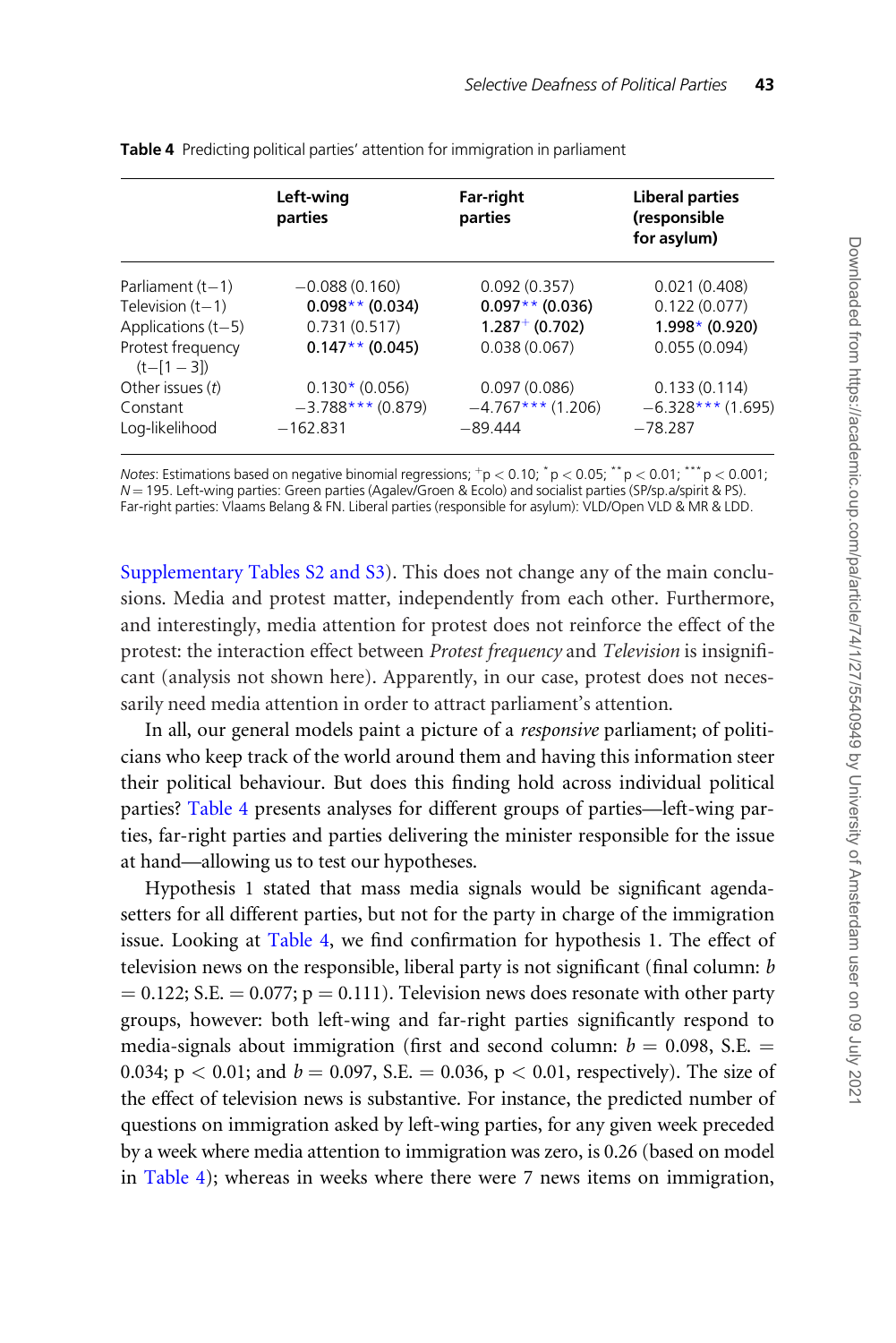**Table 4** Predicting political parties' attention for immigration in parliament

| | Left-wing parties | Far-right parties | Liberal parties (responsible for asylum) |
|---|---|---|---|
| Parliament (t−1) | −0.088 (0.160) | 0.092 (0.357) | 0.021 (0.408) |
| Television (t−1) | **0.098**** **(0.034)** | **0.097**** **(0.036)** | 0.122 (0.077) |
| Applications (t−5) | 0.731 (0.517) | **1.287**$^{+}$ **(0.702)** | **1.998*** **(0.920)** |
| Protest frequency (t−[1 − 3]) | **0.147**** **(0.045)** | 0.038 (0.067) | 0.055 (0.094) |
| Other issues (*t*) | 0.130* (0.056) | 0.097 (0.086) | 0.133 (0.114) |
| Constant | −3.788*** (0.879) | −4.767*** (1.206) | −6.328*** (1.695) |
| Log-likelihood | −162.831 | −89.444 | −78.287 |

*Notes*: Estimations based on negative binomial regressions; $^{+}p < 0.10$; $^{*}p < 0.05$; $^{**}p < 0.01$; $^{***}p < 0.001$; $N = 195$. Left-wing parties: Green parties (Agalev/Groen & Ecolo) and socialist parties (SP/sp.a/spirit & PS). Far-right parties: Vlaams Belang & FN. Liberal parties (responsible for asylum): VLD/Open VLD & MR & LDD.

Supplementary Tables S2 and S3). This does not change any of the main conclusions. Media and protest matter, independently from each other. Furthermore, and interestingly, media attention for protest does not reinforce the effect of the protest: the interaction effect between *Protest frequency* and *Television* is insignificant (analysis not shown here). Apparently, in our case, protest does not necessarily need media attention in order to attract parliament's attention.

In all, our general models paint a picture of a *responsive* parliament; of politicians who keep track of the world around them and having this information steer their political behaviour. But does this finding hold across individual political parties? Table 4 presents analyses for different groups of parties—left-wing parties, far-right parties and parties delivering the minister responsible for the issue at hand—allowing us to test our hypotheses.

Hypothesis 1 stated that mass media signals would be significant agenda-setters for all different parties, but not for the party in charge of the immigration issue. Looking at Table 4, we find confirmation for hypothesis 1. The effect of television news on the responsible, liberal party is not significant (final column: $b = 0.122$; S.E. $= 0.077$; $p = 0.111$). Television news does resonate with other party groups, however: both left-wing and far-right parties significantly respond to media-signals about immigration (first and second column: $b = 0.098$, S.E. $= 0.034$; $p < 0.01$; and $b = 0.097$, S.E. $= 0.036$, $p < 0.01$, respectively). The size of the effect of television news is substantive. For instance, the predicted number of questions on immigration asked by left-wing parties, for any given week preceded by a week where media attention to immigration was zero, is 0.26 (based on model in Table 4); whereas in weeks where there were 7 news items on immigration,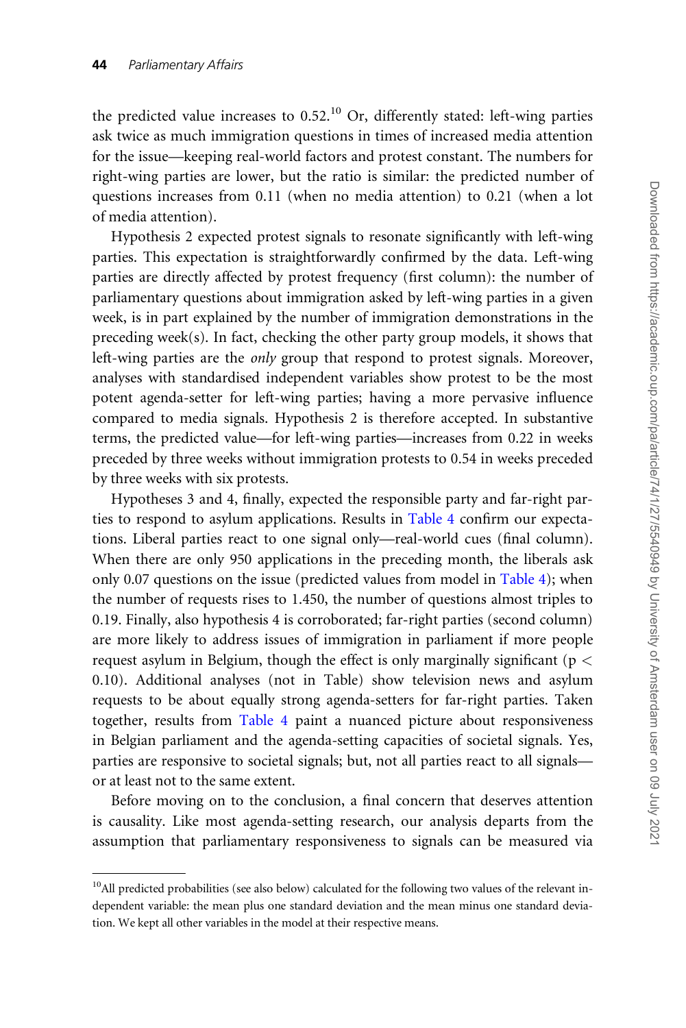the predicted value increases to 0.52.[10] Or, differently stated: left-wing parties ask twice as much immigration questions in times of increased media attention for the issue—keeping real-world factors and protest constant. The numbers for right-wing parties are lower, but the ratio is similar: the predicted number of questions increases from 0.11 (when no media attention) to 0.21 (when a lot of media attention).

Hypothesis 2 expected protest signals to resonate significantly with left-wing parties. This expectation is straightforwardly confirmed by the data. Left-wing parties are directly affected by protest frequency (first column): the number of parliamentary questions about immigration asked by left-wing parties in a given week, is in part explained by the number of immigration demonstrations in the preceding week(s). In fact, checking the other party group models, it shows that left-wing parties are the *only* group that respond to protest signals. Moreover, analyses with standardised independent variables show protest to be the most potent agenda-setter for left-wing parties; having a more pervasive influence compared to media signals. Hypothesis 2 is therefore accepted. In substantive terms, the predicted value—for left-wing parties—increases from 0.22 in weeks preceded by three weeks without immigration protests to 0.54 in weeks preceded by three weeks with six protests.

Hypotheses 3 and 4, finally, expected the responsible party and far-right parties to respond to asylum applications. Results in Table 4 confirm our expectations. Liberal parties react to one signal only—real-world cues (final column). When there are only 950 applications in the preceding month, the liberals ask only 0.07 questions on the issue (predicted values from model in Table 4); when the number of requests rises to 1.450, the number of questions almost triples to 0.19. Finally, also hypothesis 4 is corroborated; far-right parties (second column) are more likely to address issues of immigration in parliament if more people request asylum in Belgium, though the effect is only marginally significant ($p < 0.10$). Additional analyses (not in Table) show television news and asylum requests to be about equally strong agenda-setters for far-right parties. Taken together, results from Table 4 paint a nuanced picture about responsiveness in Belgian parliament and the agenda-setting capacities of societal signals. Yes, parties are responsive to societal signals; but, not all parties react to all signals—or at least not to the same extent.

Before moving on to the conclusion, a final concern that deserves attention is causality. Like most agenda-setting research, our analysis departs from the assumption that parliamentary responsiveness to signals can be measured via

[10]All predicted probabilities (see also below) calculated for the following two values of the relevant independent variable: the mean plus one standard deviation and the mean minus one standard deviation. We kept all other variables in the model at their respective means.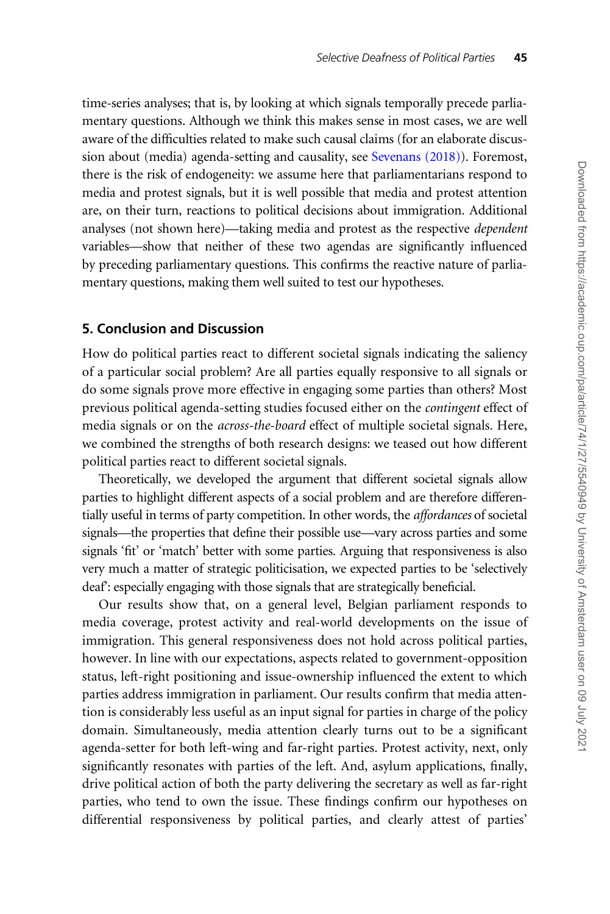time-series analyses; that is, by looking at which signals temporally precede parliamentary questions. Although we think this makes sense in most cases, we are well aware of the difficulties related to make such causal claims (for an elaborate discussion about (media) agenda-setting and causality, see Sevenans (2018)). Foremost, there is the risk of endogeneity: we assume here that parliamentarians respond to media and protest signals, but it is well possible that media and protest attention are, on their turn, reactions to political decisions about immigration. Additional analyses (not shown here)—taking media and protest as the respective *dependent* variables—show that neither of these two agendas are significantly influenced by preceding parliamentary questions. This confirms the reactive nature of parliamentary questions, making them well suited to test our hypotheses.

## 5. Conclusion and Discussion

How do political parties react to different societal signals indicating the saliency of a particular social problem? Are all parties equally responsive to all signals or do some signals prove more effective in engaging some parties than others? Most previous political agenda-setting studies focused either on the *contingent* effect of media signals or on the *across-the-board* effect of multiple societal signals. Here, we combined the strengths of both research designs: we teased out how different political parties react to different societal signals.

Theoretically, we developed the argument that different societal signals allow parties to highlight different aspects of a social problem and are therefore differentially useful in terms of party competition. In other words, the *affordances* of societal signals—the properties that define their possible use—vary across parties and some signals 'fit' or 'match' better with some parties. Arguing that responsiveness is also very much a matter of strategic politicisation, we expected parties to be 'selectively deaf': especially engaging with those signals that are strategically beneficial.

Our results show that, on a general level, Belgian parliament responds to media coverage, protest activity and real-world developments on the issue of immigration. This general responsiveness does not hold across political parties, however. In line with our expectations, aspects related to government-opposition status, left-right positioning and issue-ownership influenced the extent to which parties address immigration in parliament. Our results confirm that media attention is considerably less useful as an input signal for parties in charge of the policy domain. Simultaneously, media attention clearly turns out to be a significant agenda-setter for both left-wing and far-right parties. Protest activity, next, only significantly resonates with parties of the left. And, asylum applications, finally, drive political action of both the party delivering the secretary as well as far-right parties, who tend to own the issue. These findings confirm our hypotheses on differential responsiveness by political parties, and clearly attest of parties'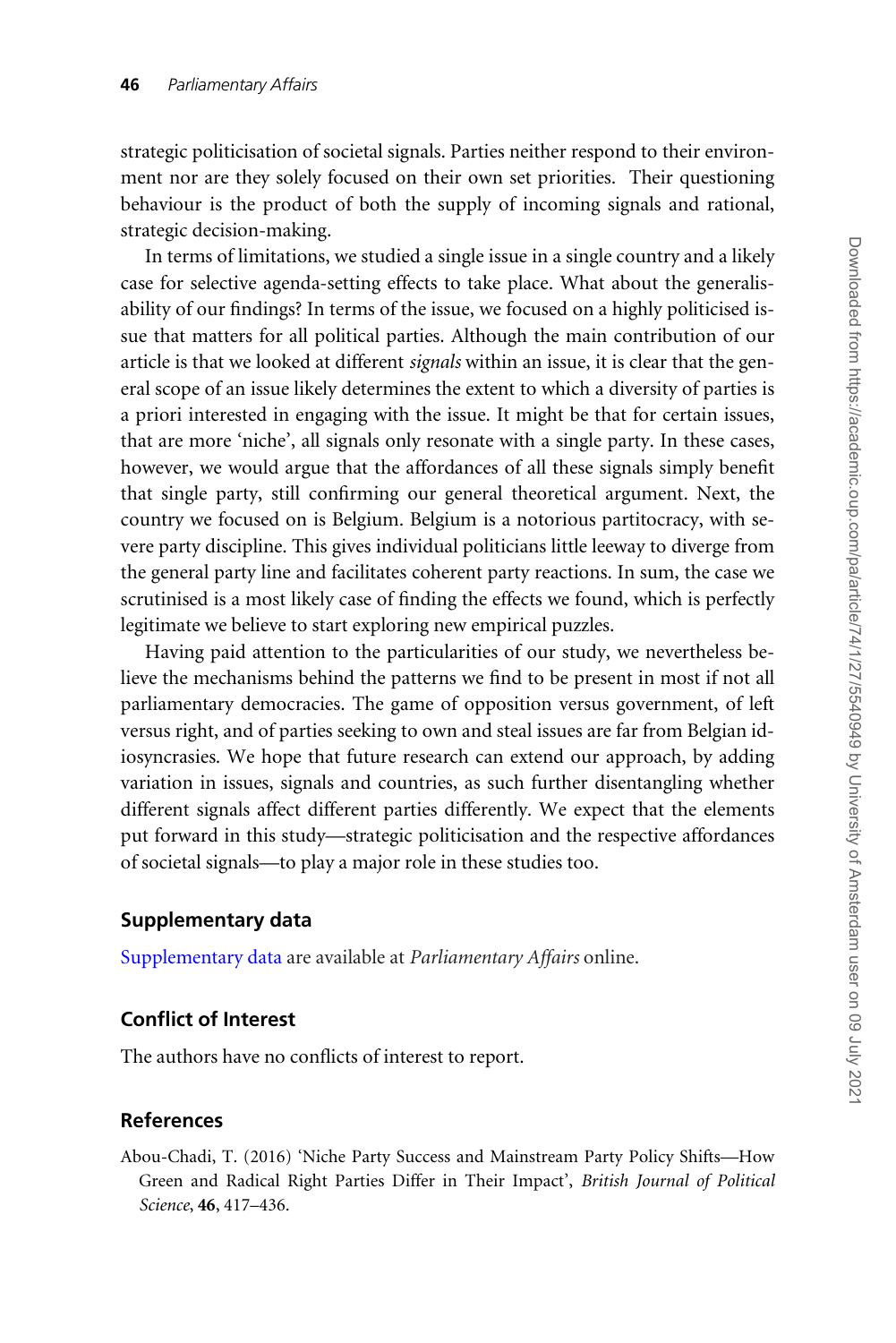strategic politicisation of societal signals. Parties neither respond to their environment nor are they solely focused on their own set priorities. Their questioning behaviour is the product of both the supply of incoming signals and rational, strategic decision-making.

In terms of limitations, we studied a single issue in a single country and a likely case for selective agenda-setting effects to take place. What about the generalisability of our findings? In terms of the issue, we focused on a highly politicised issue that matters for all political parties. Although the main contribution of our article is that we looked at different *signals* within an issue, it is clear that the general scope of an issue likely determines the extent to which a diversity of parties is a priori interested in engaging with the issue. It might be that for certain issues, that are more 'niche', all signals only resonate with a single party. In these cases, however, we would argue that the affordances of all these signals simply benefit that single party, still confirming our general theoretical argument. Next, the country we focused on is Belgium. Belgium is a notorious partitocracy, with severe party discipline. This gives individual politicians little leeway to diverge from the general party line and facilitates coherent party reactions. In sum, the case we scrutinised is a most likely case of finding the effects we found, which is perfectly legitimate we believe to start exploring new empirical puzzles.

Having paid attention to the particularities of our study, we nevertheless believe the mechanisms behind the patterns we find to be present in most if not all parliamentary democracies. The game of opposition versus government, of left versus right, and of parties seeking to own and steal issues are far from Belgian idiosyncrasies. We hope that future research can extend our approach, by adding variation in issues, signals and countries, as such further disentangling whether different signals affect different parties differently. We expect that the elements put forward in this study—strategic politicisation and the respective affordances of societal signals—to play a major role in these studies too.

## Supplementary data

Supplementary data are available at *Parliamentary Affairs* online.

## Conflict of Interest

The authors have no conflicts of interest to report.

## References

Abou-Chadi, T. (2016) 'Niche Party Success and Mainstream Party Policy Shifts—How Green and Radical Right Parties Differ in Their Impact', *British Journal of Political Science*, **46**, 417–436.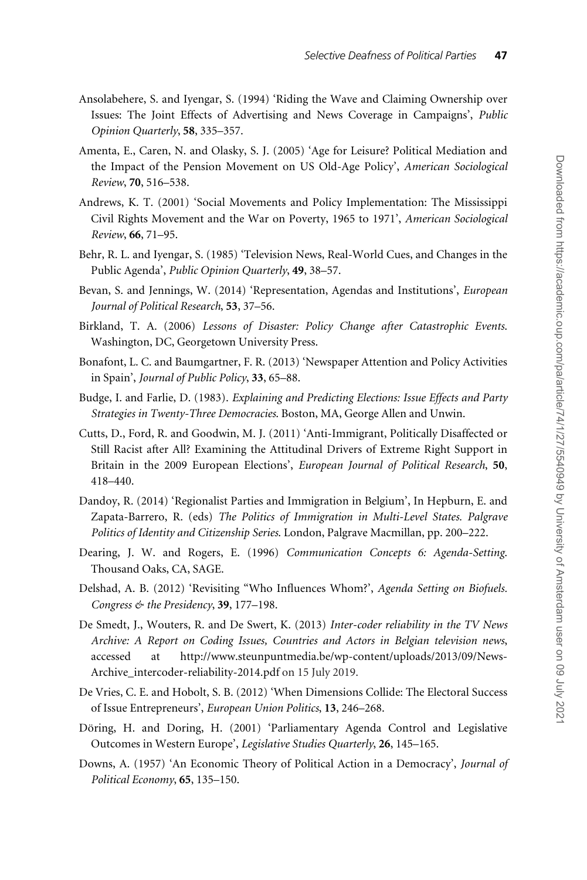Ansolabehere, S. and Iyengar, S. (1994) 'Riding the Wave and Claiming Ownership over Issues: The Joint Effects of Advertising and News Coverage in Campaigns', *Public Opinion Quarterly*, **58**, 335–357.

Amenta, E., Caren, N. and Olasky, S. J. (2005) 'Age for Leisure? Political Mediation and the Impact of the Pension Movement on US Old-Age Policy', *American Sociological Review*, **70**, 516–538.

Andrews, K. T. (2001) 'Social Movements and Policy Implementation: The Mississippi Civil Rights Movement and the War on Poverty, 1965 to 1971', *American Sociological Review*, **66**, 71–95.

Behr, R. L. and Iyengar, S. (1985) 'Television News, Real-World Cues, and Changes in the Public Agenda', *Public Opinion Quarterly*, **49**, 38–57.

Bevan, S. and Jennings, W. (2014) 'Representation, Agendas and Institutions', *European Journal of Political Research*, **53**, 37–56.

Birkland, T. A. (2006) *Lessons of Disaster: Policy Change after Catastrophic Events.* Washington, DC, Georgetown University Press.

Bonafont, L. C. and Baumgartner, F. R. (2013) 'Newspaper Attention and Policy Activities in Spain', *Journal of Public Policy*, **33**, 65–88.

Budge, I. and Farlie, D. (1983). *Explaining and Predicting Elections: Issue Effects and Party Strategies in Twenty-Three Democracies.* Boston, MA, George Allen and Unwin.

Cutts, D., Ford, R. and Goodwin, M. J. (2011) 'Anti-Immigrant, Politically Disaffected or Still Racist after All? Examining the Attitudinal Drivers of Extreme Right Support in Britain in the 2009 European Elections', *European Journal of Political Research*, **50**, 418–440.

Dandoy, R. (2014) 'Regionalist Parties and Immigration in Belgium', In Hepburn, E. and Zapata-Barrero, R. (eds) *The Politics of Immigration in Multi-Level States. Palgrave Politics of Identity and Citizenship Series.* London, Palgrave Macmillan, pp. 200–222.

Dearing, J. W. and Rogers, E. (1996) *Communication Concepts 6: Agenda-Setting.* Thousand Oaks, CA, SAGE.

Delshad, A. B. (2012) 'Revisiting "Who Influences Whom?', *Agenda Setting on Biofuels. Congress & the Presidency*, **39**, 177–198.

De Smedt, J., Wouters, R. and De Swert, K. (2013) *Inter-coder reliability in the TV News Archive: A Report on Coding Issues, Countries and Actors in Belgian television news*, accessed at http://www.steunpuntmedia.be/wp-content/uploads/2013/09/News-Archive_intercoder-reliability-2014.pdf on 15 July 2019.

De Vries, C. E. and Hobolt, S. B. (2012) 'When Dimensions Collide: The Electoral Success of Issue Entrepreneurs', *European Union Politics*, **13**, 246–268.

Döring, H. and Doring, H. (2001) 'Parliamentary Agenda Control and Legislative Outcomes in Western Europe', *Legislative Studies Quarterly*, **26**, 145–165.

Downs, A. (1957) 'An Economic Theory of Political Action in a Democracy', *Journal of Political Economy*, **65**, 135–150.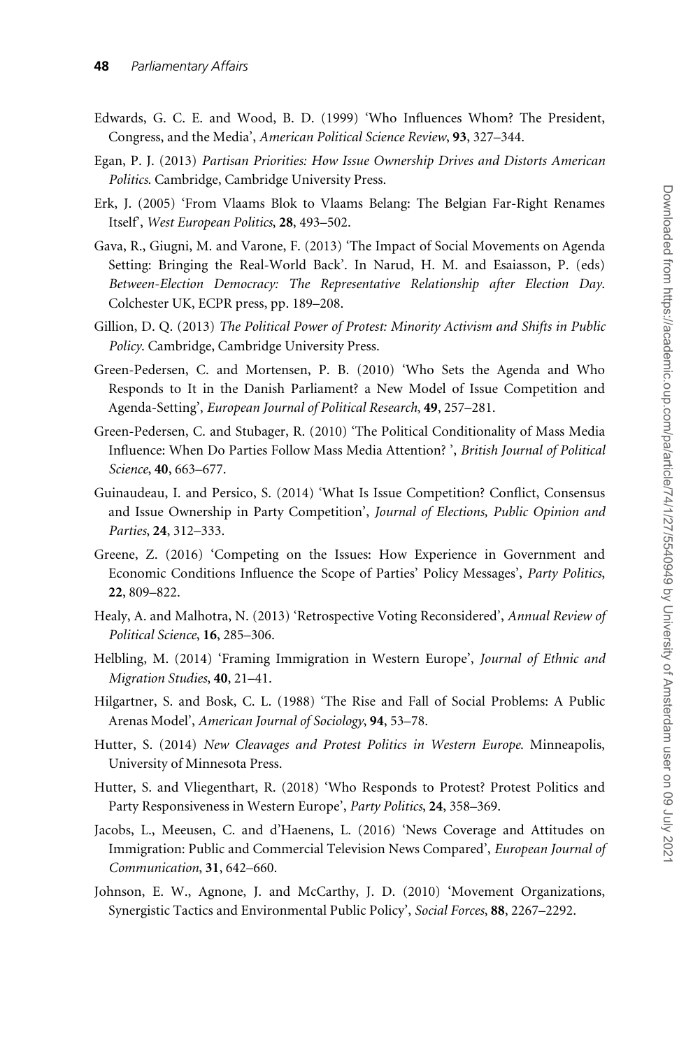Edwards, G. C. E. and Wood, B. D. (1999) 'Who Influences Whom? The President, Congress, and the Media', *American Political Science Review*, **93**, 327–344.

Egan, P. J. (2013) *Partisan Priorities: How Issue Ownership Drives and Distorts American Politics*. Cambridge, Cambridge University Press.

Erk, J. (2005) 'From Vlaams Blok to Vlaams Belang: The Belgian Far-Right Renames Itself', *West European Politics*, **28**, 493–502.

Gava, R., Giugni, M. and Varone, F. (2013) 'The Impact of Social Movements on Agenda Setting: Bringing the Real-World Back'. In Narud, H. M. and Esaiasson, P. (eds) *Between-Election Democracy: The Representative Relationship after Election Day*. Colchester UK, ECPR press, pp. 189–208.

Gillion, D. Q. (2013) *The Political Power of Protest: Minority Activism and Shifts in Public Policy*. Cambridge, Cambridge University Press.

Green-Pedersen, C. and Mortensen, P. B. (2010) 'Who Sets the Agenda and Who Responds to It in the Danish Parliament? a New Model of Issue Competition and Agenda-Setting', *European Journal of Political Research*, **49**, 257–281.

Green-Pedersen, C. and Stubager, R. (2010) 'The Political Conditionality of Mass Media Influence: When Do Parties Follow Mass Media Attention? ', *British Journal of Political Science*, **40**, 663–677.

Guinaudeau, I. and Persico, S. (2014) 'What Is Issue Competition? Conflict, Consensus and Issue Ownership in Party Competition', *Journal of Elections, Public Opinion and Parties*, **24**, 312–333.

Greene, Z. (2016) 'Competing on the Issues: How Experience in Government and Economic Conditions Influence the Scope of Parties' Policy Messages', *Party Politics*, **22**, 809–822.

Healy, A. and Malhotra, N. (2013) 'Retrospective Voting Reconsidered', *Annual Review of Political Science*, **16**, 285–306.

Helbling, M. (2014) 'Framing Immigration in Western Europe', *Journal of Ethnic and Migration Studies*, **40**, 21–41.

Hilgartner, S. and Bosk, C. L. (1988) 'The Rise and Fall of Social Problems: A Public Arenas Model', *American Journal of Sociology*, **94**, 53–78.

Hutter, S. (2014) *New Cleavages and Protest Politics in Western Europe*. Minneapolis, University of Minnesota Press.

Hutter, S. and Vliegenthart, R. (2018) 'Who Responds to Protest? Protest Politics and Party Responsiveness in Western Europe', *Party Politics*, **24**, 358–369.

Jacobs, L., Meeusen, C. and d'Haenens, L. (2016) 'News Coverage and Attitudes on Immigration: Public and Commercial Television News Compared', *European Journal of Communication*, **31**, 642–660.

Johnson, E. W., Agnone, J. and McCarthy, J. D. (2010) 'Movement Organizations, Synergistic Tactics and Environmental Public Policy', *Social Forces*, **88**, 2267–2292.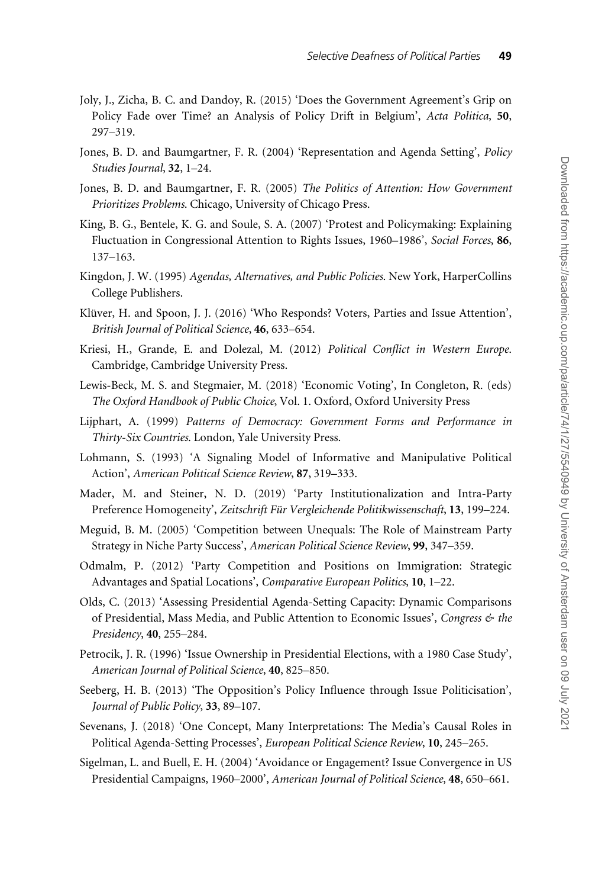Joly, J., Zicha, B. C. and Dandoy, R. (2015) 'Does the Government Agreement's Grip on Policy Fade over Time? an Analysis of Policy Drift in Belgium', *Acta Politica*, **50**, 297–319.

Jones, B. D. and Baumgartner, F. R. (2004) 'Representation and Agenda Setting', *Policy Studies Journal*, **32**, 1–24.

Jones, B. D. and Baumgartner, F. R. (2005) *The Politics of Attention: How Government Prioritizes Problems*. Chicago, University of Chicago Press.

King, B. G., Bentele, K. G. and Soule, S. A. (2007) 'Protest and Policymaking: Explaining Fluctuation in Congressional Attention to Rights Issues, 1960–1986', *Social Forces*, **86**, 137–163.

Kingdon, J. W. (1995) *Agendas, Alternatives, and Public Policies*. New York, HarperCollins College Publishers.

Klüver, H. and Spoon, J. J. (2016) 'Who Responds? Voters, Parties and Issue Attention', *British Journal of Political Science*, **46**, 633–654.

Kriesi, H., Grande, E. and Dolezal, M. (2012) *Political Conflict in Western Europe*. Cambridge, Cambridge University Press.

Lewis-Beck, M. S. and Stegmaier, M. (2018) 'Economic Voting', In Congleton, R. (eds) *The Oxford Handbook of Public Choice*, Vol. 1. Oxford, Oxford University Press

Lijphart, A. (1999) *Patterns of Democracy: Government Forms and Performance in Thirty-Six Countries*. London, Yale University Press.

Lohmann, S. (1993) 'A Signaling Model of Informative and Manipulative Political Action', *American Political Science Review*, **87**, 319–333.

Mader, M. and Steiner, N. D. (2019) 'Party Institutionalization and Intra-Party Preference Homogeneity', *Zeitschrift Für Vergleichende Politikwissenschaft*, **13**, 199–224.

Meguid, B. M. (2005) 'Competition between Unequals: The Role of Mainstream Party Strategy in Niche Party Success', *American Political Science Review*, **99**, 347–359.

Odmalm, P. (2012) 'Party Competition and Positions on Immigration: Strategic Advantages and Spatial Locations', *Comparative European Politics*, **10**, 1–22.

Olds, C. (2013) 'Assessing Presidential Agenda-Setting Capacity: Dynamic Comparisons of Presidential, Mass Media, and Public Attention to Economic Issues', *Congress & the Presidency*, **40**, 255–284.

Petrocik, J. R. (1996) 'Issue Ownership in Presidential Elections, with a 1980 Case Study', *American Journal of Political Science*, **40**, 825–850.

Seeberg, H. B. (2013) 'The Opposition's Policy Influence through Issue Politicisation', *Journal of Public Policy*, **33**, 89–107.

Sevenans, J. (2018) 'One Concept, Many Interpretations: The Media's Causal Roles in Political Agenda-Setting Processes', *European Political Science Review*, **10**, 245–265.

Sigelman, L. and Buell, E. H. (2004) 'Avoidance or Engagement? Issue Convergence in US Presidential Campaigns, 1960–2000', *American Journal of Political Science*, **48**, 650–661.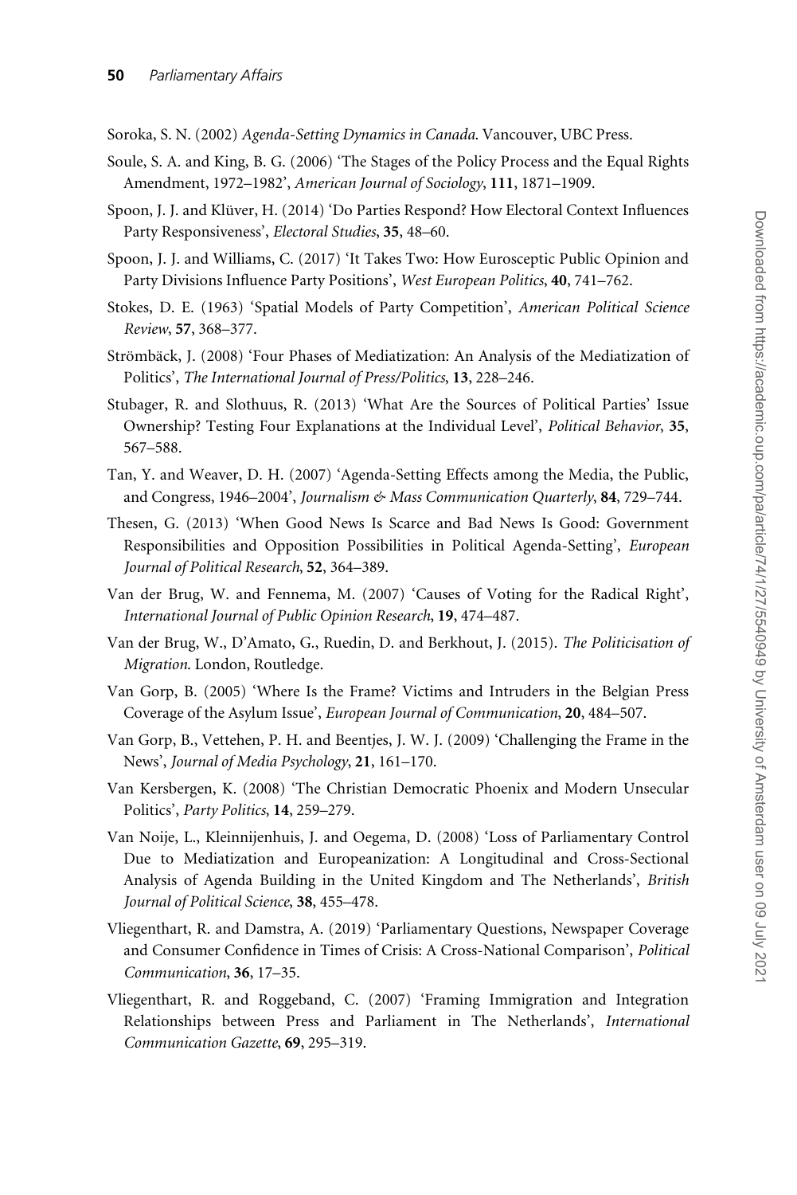Soroka, S. N. (2002) *Agenda-Setting Dynamics in Canada*. Vancouver, UBC Press.

Soule, S. A. and King, B. G. (2006) 'The Stages of the Policy Process and the Equal Rights Amendment, 1972–1982', *American Journal of Sociology*, **111**, 1871–1909.

Spoon, J. J. and Klüver, H. (2014) 'Do Parties Respond? How Electoral Context Influences Party Responsiveness', *Electoral Studies*, **35**, 48–60.

Spoon, J. J. and Williams, C. (2017) 'It Takes Two: How Eurosceptic Public Opinion and Party Divisions Influence Party Positions', *West European Politics*, **40**, 741–762.

Stokes, D. E. (1963) 'Spatial Models of Party Competition', *American Political Science Review*, **57**, 368–377.

Strömbäck, J. (2008) 'Four Phases of Mediatization: An Analysis of the Mediatization of Politics', *The International Journal of Press/Politics*, **13**, 228–246.

Stubager, R. and Slothuus, R. (2013) 'What Are the Sources of Political Parties' Issue Ownership? Testing Four Explanations at the Individual Level', *Political Behavior*, **35**, 567–588.

Tan, Y. and Weaver, D. H. (2007) 'Agenda-Setting Effects among the Media, the Public, and Congress, 1946–2004', *Journalism & Mass Communication Quarterly*, **84**, 729–744.

Thesen, G. (2013) 'When Good News Is Scarce and Bad News Is Good: Government Responsibilities and Opposition Possibilities in Political Agenda-Setting', *European Journal of Political Research*, **52**, 364–389.

Van der Brug, W. and Fennema, M. (2007) 'Causes of Voting for the Radical Right', *International Journal of Public Opinion Research*, **19**, 474–487.

Van der Brug, W., D'Amato, G., Ruedin, D. and Berkhout, J. (2015). *The Politicisation of Migration*. London, Routledge.

Van Gorp, B. (2005) 'Where Is the Frame? Victims and Intruders in the Belgian Press Coverage of the Asylum Issue', *European Journal of Communication*, **20**, 484–507.

Van Gorp, B., Vettehen, P. H. and Beentjes, J. W. J. (2009) 'Challenging the Frame in the News', *Journal of Media Psychology*, **21**, 161–170.

Van Kersbergen, K. (2008) 'The Christian Democratic Phoenix and Modern Unsecular Politics', *Party Politics*, **14**, 259–279.

Van Noije, L., Kleinnijenhuis, J. and Oegema, D. (2008) 'Loss of Parliamentary Control Due to Mediatization and Europeanization: A Longitudinal and Cross-Sectional Analysis of Agenda Building in the United Kingdom and The Netherlands', *British Journal of Political Science*, **38**, 455–478.

Vliegenthart, R. and Damstra, A. (2019) 'Parliamentary Questions, Newspaper Coverage and Consumer Confidence in Times of Crisis: A Cross-National Comparison', *Political Communication*, **36**, 17–35.

Vliegenthart, R. and Roggeband, C. (2007) 'Framing Immigration and Integration Relationships between Press and Parliament in The Netherlands', *International Communication Gazette*, **69**, 295–319.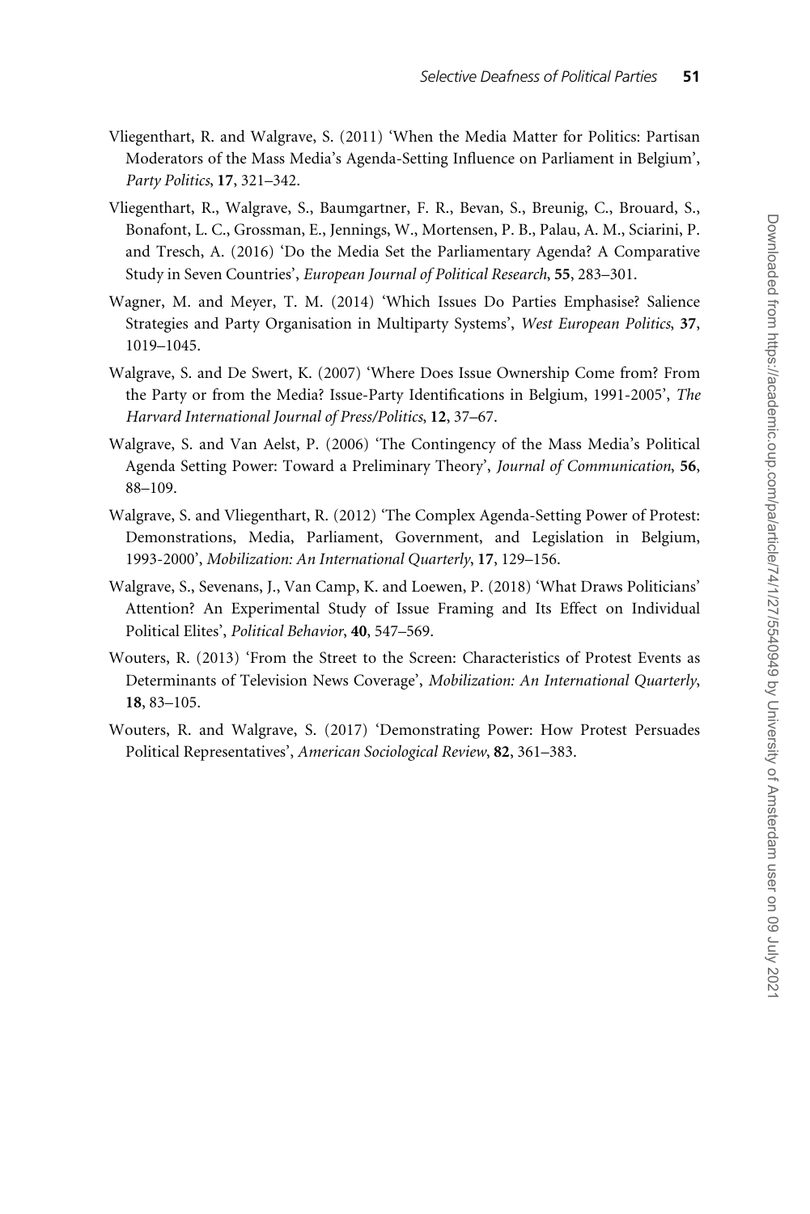Vliegenthart, R. and Walgrave, S. (2011) 'When the Media Matter for Politics: Partisan Moderators of the Mass Media's Agenda-Setting Influence on Parliament in Belgium', *Party Politics*, **17**, 321–342.

Vliegenthart, R., Walgrave, S., Baumgartner, F. R., Bevan, S., Breunig, C., Brouard, S., Bonafont, L. C., Grossman, E., Jennings, W., Mortensen, P. B., Palau, A. M., Sciarini, P. and Tresch, A. (2016) 'Do the Media Set the Parliamentary Agenda? A Comparative Study in Seven Countries', *European Journal of Political Research*, **55**, 283–301.

Wagner, M. and Meyer, T. M. (2014) 'Which Issues Do Parties Emphasise? Salience Strategies and Party Organisation in Multiparty Systems', *West European Politics*, **37**, 1019–1045.

Walgrave, S. and De Swert, K. (2007) 'Where Does Issue Ownership Come from? From the Party or from the Media? Issue-Party Identifications in Belgium, 1991-2005', *The Harvard International Journal of Press/Politics*, **12**, 37–67.

Walgrave, S. and Van Aelst, P. (2006) 'The Contingency of the Mass Media's Political Agenda Setting Power: Toward a Preliminary Theory', *Journal of Communication*, **56**, 88–109.

Walgrave, S. and Vliegenthart, R. (2012) 'The Complex Agenda-Setting Power of Protest: Demonstrations, Media, Parliament, Government, and Legislation in Belgium, 1993-2000', *Mobilization: An International Quarterly*, **17**, 129–156.

Walgrave, S., Sevenans, J., Van Camp, K. and Loewen, P. (2018) 'What Draws Politicians' Attention? An Experimental Study of Issue Framing and Its Effect on Individual Political Elites', *Political Behavior*, **40**, 547–569.

Wouters, R. (2013) 'From the Street to the Screen: Characteristics of Protest Events as Determinants of Television News Coverage', *Mobilization: An International Quarterly*, **18**, 83–105.

Wouters, R. and Walgrave, S. (2017) 'Demonstrating Power: How Protest Persuades Political Representatives', *American Sociological Review*, **82**, 361–383.